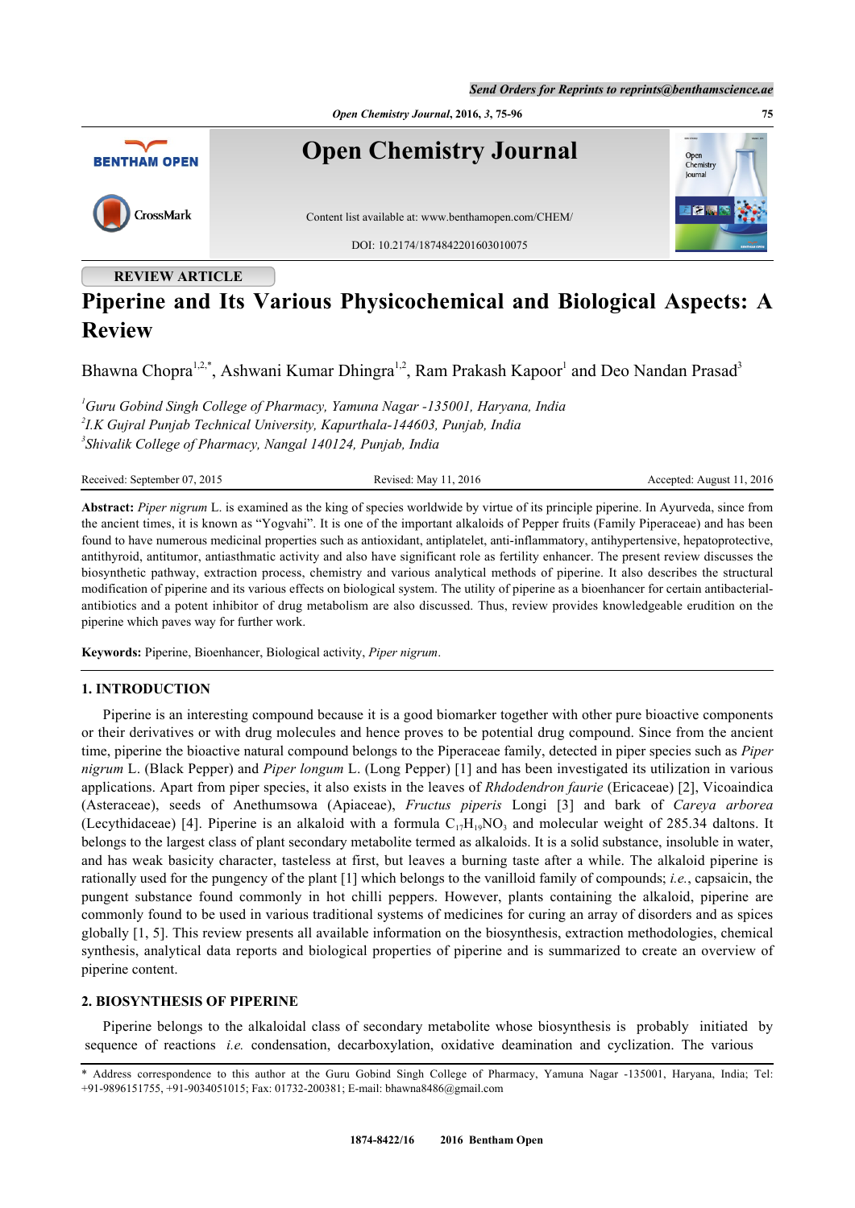REVIEW ARTICLE

# Piperine and Its Various Physicochemical and Biological Aspects: A Review

Bhawna Chopra[1,2,*], Ashwani Kumar Dhingra[1,2], Ram Prakash Kapoor[1] and Deo Nandan Prasad[3]

[1]*Guru Gobind Singh College of Pharmacy, Yamuna Nagar -135001, Haryana, India*
[2]*I.K Gujral Punjab Technical University, Kapurthala-144603, Punjab, India*
[3]*Shivalik College of Pharmacy, Nangal 140124, Punjab, India*

Received: September 07, 2015 | Revised: May 11, 2016 | Accepted: August 11, 2016

**Abstract:** *Piper nigrum* L. is examined as the king of species worldwide by virtue of its principle piperine. In Ayurveda, since from the ancient times, it is known as "Yogvahi". It is one of the important alkaloids of Pepper fruits (Family Piperaceae) and has been found to have numerous medicinal properties such as antioxidant, antiplatelet, anti-inflammatory, antihypertensive, hepatoprotective, antithyroid, antitumor, antiasthmatic activity and also have significant role as fertility enhancer. The present review discusses the biosynthetic pathway, extraction process, chemistry and various analytical methods of piperine. It also describes the structural modification of piperine and its various effects on biological system. The utility of piperine as a bioenhancer for certain antibacterial-antibiotics and a potent inhibitor of drug metabolism are also discussed. Thus, review provides knowledgeable erudition on the piperine which paves way for further work.

**Keywords:** Piperine, Bioenhancer, Biological activity, *Piper nigrum*.

## 1. INTRODUCTION

Piperine is an interesting compound because it is a good biomarker together with other pure bioactive components or their derivatives or with drug molecules and hence proves to be potential drug compound. Since from the ancient time, piperine the bioactive natural compound belongs to the Piperaceae family, detected in piper species such as *Piper nigrum* L. (Black Pepper) and *Piper longum* L. (Long Pepper) [1] and has been investigated its utilization in various applications. Apart from piper species, it also exists in the leaves of *Rhdodendron faurie* (Ericaceae) [2], Vicoaindica (Asteraceae), seeds of Anethumsowa (Apiaceae), *Fructus piperis* Longi [3] and bark of *Careya arborea* (Lecythidaceae) [4]. Piperine is an alkaloid with a formula $C_{17}H_{19}NO_3$ and molecular weight of 285.34 daltons. It belongs to the largest class of plant secondary metabolite termed as alkaloids. It is a solid substance, insoluble in water, and has weak basicity character, tasteless at first, but leaves a burning taste after a while. The alkaloid piperine is rationally used for the pungency of the plant [1] which belongs to the vanilloid family of compounds; *i.e.*, capsaicin, the pungent substance found commonly in hot chilli peppers. However, plants containing the alkaloid, piperine are commonly found to be used in various traditional systems of medicines for curing an array of disorders and as spices globally [1, 5]. This review presents all available information on the biosynthesis, extraction methodologies, chemical synthesis, analytical data reports and biological properties of piperine and is summarized to create an overview of piperine content.

## 2. BIOSYNTHESIS OF PIPERINE

Piperine belongs to the alkaloidal class of secondary metabolite whose biosynthesis is probably initiated by sequence of reactions *i.e.* condensation, decarboxylation, oxidative deamination and cyclization. The various

\* Address correspondence to this author at the Guru Gobind Singh College of Pharmacy, Yamuna Nagar -135001, Haryana, India; Tel: +91-9896151755, +91-9034051015; Fax: 01732-200381; E-mail: bhawna8486@gmail.com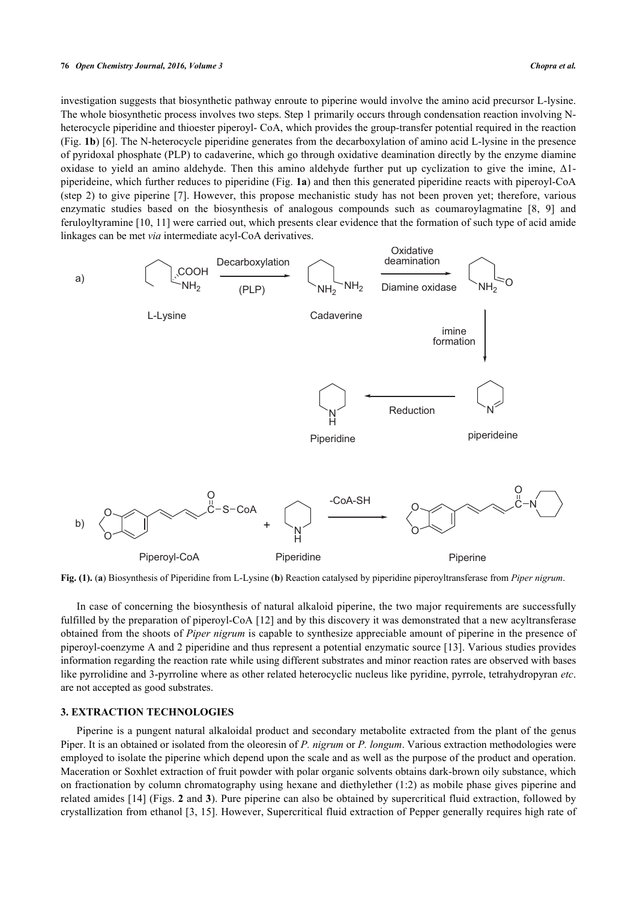investigation suggests that biosynthetic pathway enroute to piperine would involve the amino acid precursor L-lysine. The whole biosynthetic process involves two steps. Step 1 primarily occurs through condensation reaction involving N-heterocycle piperidine and thioester piperoyl- CoA, which provides the group-transfer potential required in the reaction (Fig. **1b**) [6]. The N-heterocycle piperidine generates from the decarboxylation of amino acid L-lysine in the presence of pyridoxal phosphate (PLP) to cadaverine, which go through oxidative deamination directly by the enzyme diamine oxidase to yield an amino aldehyde. Then this amino aldehyde further put up cyclization to give the imine, Δ1-piperideine, which further reduces to piperidine (Fig. **1a**) and then this generated piperidine reacts with piperoyl-CoA (step 2) to give piperine [7]. However, this propose mechanistic study has not been proven yet; therefore, various enzymatic studies based on the biosynthesis of analogous compounds such as coumaroylagmatine [8, 9] and feruloyltyramine [10, 11] were carried out, which presents clear evidence that the formation of such type of acid amide linkages can be met *via* intermediate acyl-CoA derivatives.

**Fig. (1).** (**a**) Biosynthesis of Piperidine from L-Lysine (**b**) Reaction catalysed by piperidine piperoyltransferase from *Piper nigrum*.

In case of concerning the biosynthesis of natural alkaloid piperine, the two major requirements are successfully fulfilled by the preparation of piperoyl-CoA [12] and by this discovery it was demonstrated that a new acyltransferase obtained from the shoots of *Piper nigrum* is capable to synthesize appreciable amount of piperine in the presence of piperoyl-coenzyme A and 2 piperidine and thus represent a potential enzymatic source [13]. Various studies provides information regarding the reaction rate while using different substrates and minor reaction rates are observed with bases like pyrrolidine and 3-pyrroline where as other related heterocyclic nucleus like pyridine, pyrrole, tetrahydropyran *etc*. are not accepted as good substrates.

### 3. EXTRACTION TECHNOLOGIES

Piperine is a pungent natural alkaloidal product and secondary metabolite extracted from the plant of the genus Piper. It is an obtained or isolated from the oleoresin of *P. nigrum* or *P. longum*. Various extraction methodologies were employed to isolate the piperine which depend upon the scale and as well as the purpose of the product and operation. Maceration or Soxhlet extraction of fruit powder with polar organic solvents obtains dark-brown oily substance, which on fractionation by column chromatography using hexane and diethylether (1:2) as mobile phase gives piperine and related amides [14] (Figs. **2** and **3**). Pure piperine can also be obtained by supercritical fluid extraction, followed by crystallization from ethanol [3, 15]. However, Supercritical fluid extraction of Pepper generally requires high rate of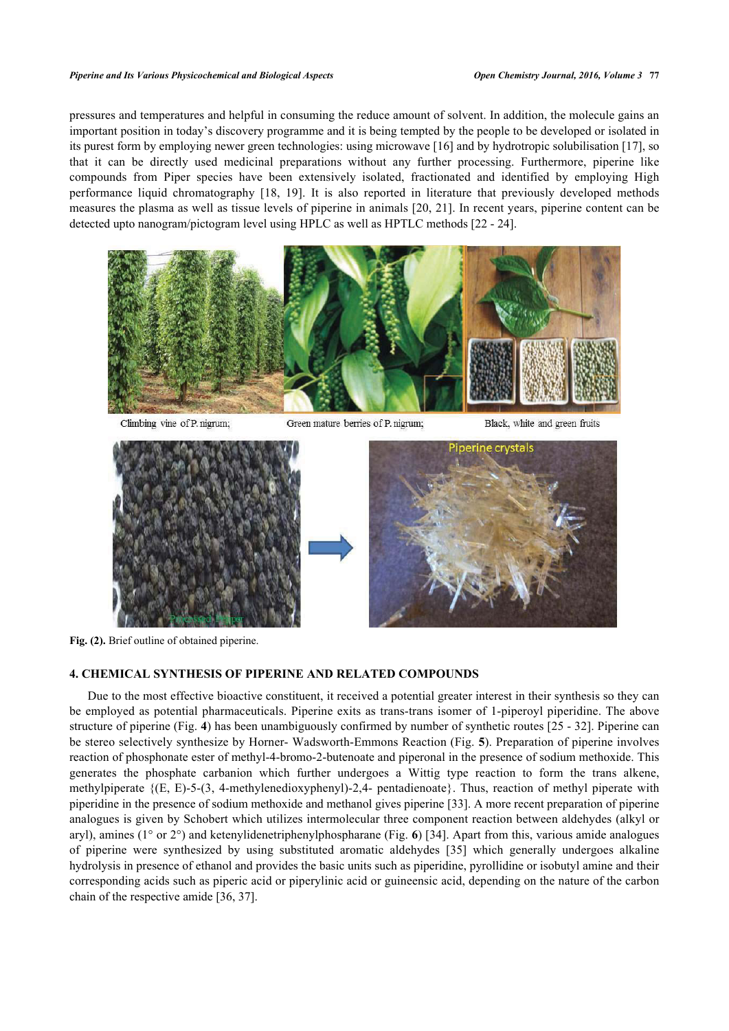pressures and temperatures and helpful in consuming the reduce amount of solvent. In addition, the molecule gains an important position in today's discovery programme and it is being tempted by the people to be developed or isolated in its purest form by employing newer green technologies: using microwave [16] and by hydrotropic solubilisation [17], so that it can be directly used medicinal preparations without any further processing. Furthermore, piperine like compounds from Piper species have been extensively isolated, fractionated and identified by employing High performance liquid chromatography [18, 19]. It is also reported in literature that previously developed methods measures the plasma as well as tissue levels of piperine in animals [20, 21]. In recent years, piperine content can be detected upto nanogram/pictogram level using HPLC as well as HPTLC methods [22 - 24].

Climbing vine of P. nigrum; Green mature berries of P. nigrum; Black, white and green fruits

Piperine crystals

**Fig. (2).** Brief outline of obtained piperine.

## 4. CHEMICAL SYNTHESIS OF PIPERINE AND RELATED COMPOUNDS

Due to the most effective bioactive constituent, it received a potential greater interest in their synthesis so they can be employed as potential pharmaceuticals. Piperine exits as trans-trans isomer of 1-piperoyl piperidine. The above structure of piperine (Fig. **4**) has been unambiguously confirmed by number of synthetic routes [25 - 32]. Piperine can be stereo selectively synthesize by Horner- Wadsworth-Emmons Reaction (Fig. **5**). Preparation of piperine involves reaction of phosphonate ester of methyl-4-bromo-2-butenoate and piperonal in the presence of sodium methoxide. This generates the phosphate carbanion which further undergoes a Wittig type reaction to form the trans alkene, methylpiperate {(E, E)-5-(3, 4-methylenedioxyphenyl)-2,4- pentadienoate}. Thus, reaction of methyl piperate with piperidine in the presence of sodium methoxide and methanol gives piperine [33]. A more recent preparation of piperine analogues is given by Schobert which utilizes intermolecular three component reaction between aldehydes (alkyl or aryl), amines (1° or 2°) and ketenylidenetriphenylphosphorane (Fig. **6**) [34]. Apart from this, various amide analogues of piperine were synthesized by using substituted aromatic aldehydes [35] which generally undergoes alkaline hydrolysis in presence of ethanol and provides the basic units such as piperidine, pyrollidine or isobutyl amine and their corresponding acids such as piperic acid or piperylinic acid or guineensic acid, depending on the nature of the carbon chain of the respective amide [36, 37].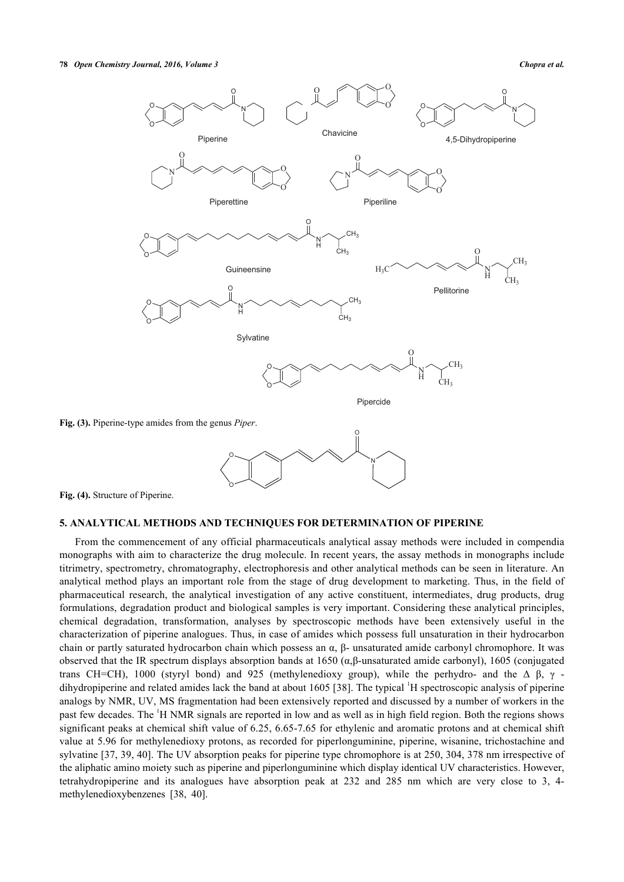Fig. (3). Piperine-type amides from the genus *Piper*.

Fig. (4). Structure of Piperine.

## 5. ANALYTICAL METHODS AND TECHNIQUES FOR DETERMINATION OF PIPERINE

From the commencement of any official pharmaceuticals analytical assay methods were included in compendia monographs with aim to characterize the drug molecule. In recent years, the assay methods in monographs include titrimetry, spectrometry, chromatography, electrophoresis and other analytical methods can be seen in literature. An analytical method plays an important role from the stage of drug development to marketing. Thus, in the field of pharmaceutical research, the analytical investigation of any active constituent, intermediates, drug products, drug formulations, degradation product and biological samples is very important. Considering these analytical principles, chemical degradation, transformation, analyses by spectroscopic methods have been extensively useful in the characterization of piperine analogues. Thus, in case of amides which possess full unsaturation in their hydrocarbon chain or partly saturated hydrocarbon chain which possess an α, β- unsaturated amide carbonyl chromophore. It was observed that the IR spectrum displays absorption bands at 1650 (α,β-unsaturated amide carbonyl), 1605 (conjugated trans CH=CH), 1000 (styryl bond) and 925 (methylenedioxy group), while the perhydro- and the Δ β, γ - dihydropiperine and related amides lack the band at about 1605 [38]. The typical $^{1}$H spectroscopic analysis of piperine analogs by NMR, UV, MS fragmentation had been extensively reported and discussed by a number of workers in the past few decades. The $^{1}$H NMR signals are reported in low and as well as in high field region. Both the regions shows significant peaks at chemical shift value of 6.25, 6.65-7.65 for ethylenic and aromatic protons and at chemical shift value at 5.96 for methylenedioxy protons, as recorded for piperlonguminine, piperine, wisanine, trichostachine and sylvatine [37, 39, 40]. The UV absorption peaks for piperine type chromophore is at 250, 304, 378 nm irrespective of the aliphatic amino moiety such as piperine and piperlonguminine which display identical UV characteristics. However, tetrahydropiperine and its analogues have absorption peak at 232 and 285 nm which are very close to 3, 4-methylenedioxybenzenes [38, 40].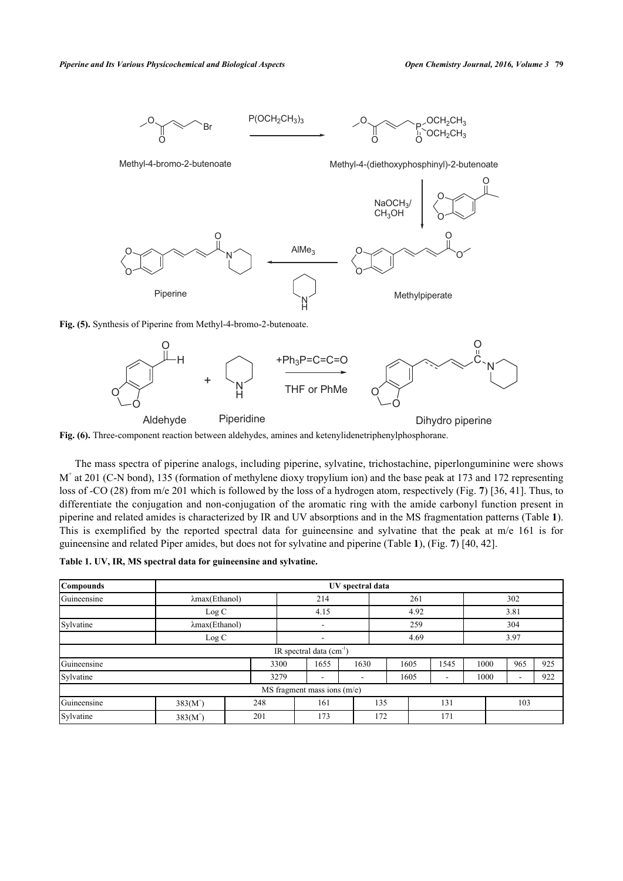Fig. (5). Synthesis of Piperine from Methyl-4-bromo-2-butenoate.

Fig. (6). Three-component reaction between aldehydes, amines and ketenylidenetriphenylphosphorane.

The mass spectra of piperine analogs, including piperine, sylvatine, trichostachine, piperlonguminine were shows $M^+$ at 201 (C-N bond), 135 (formation of methylene dioxy tropylium ion) and the base peak at 173 and 172 representing loss of -CO (28) from m/e 201 which is followed by the loss of a hydrogen atom, respectively (Fig. **7**) [36, 41]. Thus, to differentiate the conjugation and non-conjugation of the aromatic ring with the amide carbonyl function present in piperine and related amides is characterized by IR and UV absorptions and in the MS fragmentation patterns (Table **1**). This is exemplified by the reported spectral data for guineensine and sylvatine that the peak at m/e 161 is for guineensine and related Piper amides, but does not for sylvatine and piperine (Table **1**), (Fig. **7**) [40, 42].

**Table 1. UV, IR, MS spectral data for guineensine and sylvatine.**

| Compounds | UV spectral data | | | |
|---|---|---|---|---|
| Guineensine | λmax(Ethanol) | 214 | 261 | 302 |
| | Log C | 4.15 | 4.92 | 3.81 |
| Sylvatine | λmax(Ethanol) | - | 259 | 304 |
| | Log C | - | 4.69 | 3.97 |

| IR spectral data ($cm^{-1}$) | | | | | | | | |
|---|---|---|---|---|---|---|---|---|
| Guineensine | 3300 | 1655 | 1630 | 1605 | 1545 | 1000 | 965 | 925 |
| Sylvatine | 3279 | - | - | 1605 | - | 1000 | - | 922 |

| MS fragment mass ions (m/e) | | | | | | |
|---|---|---|---|---|---|---|
| Guineensine | 383($M^+$) | 248 | 161 | 135 | 131 | 103 |
| Sylvatine | 383($M^+$) | 201 | 173 | 172 | 171 | |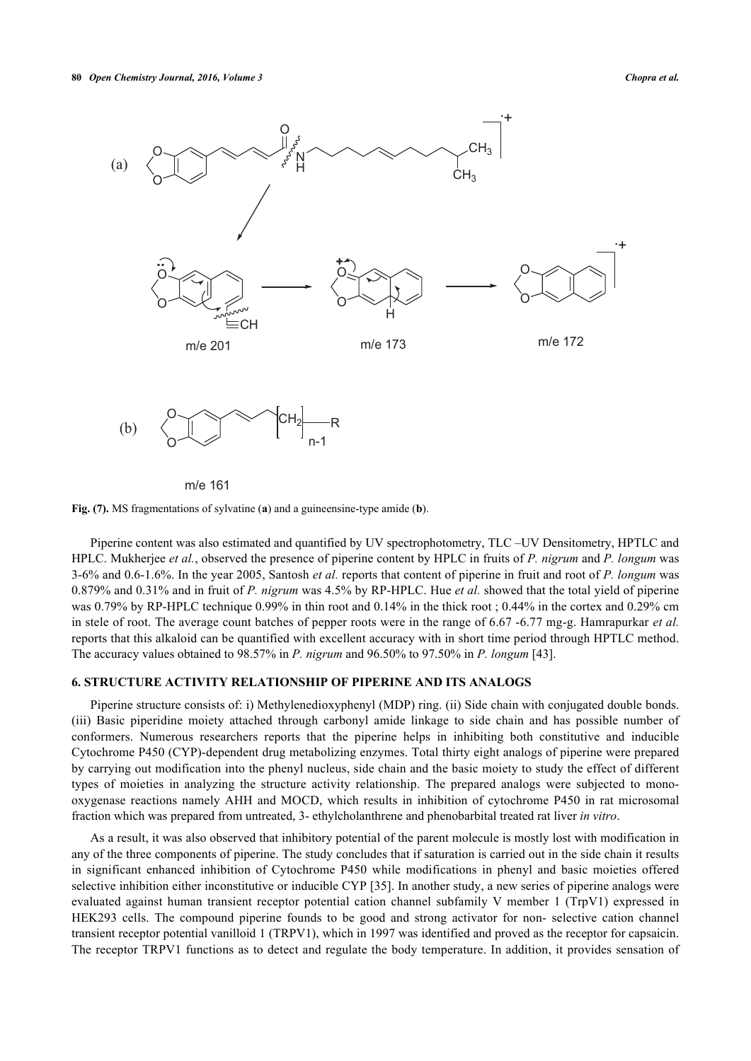Fig. (7). MS fragmentations of sylvatine (a) and a guineensine-type amide (b).

Piperine content was also estimated and quantified by UV spectrophotometry, TLC –UV Densitometry, HPTLC and HPLC. Mukherjee *et al.*, observed the presence of piperine content by HPLC in fruits of *P. nigrum* and *P. longum* was 3-6% and 0.6-1.6%. In the year 2005, Santosh *et al.* reports that content of piperine in fruit and root of *P. longum* was 0.879% and 0.31% and in fruit of *P. nigrum* was 4.5% by RP-HPLC. Hue *et al.* showed that the total yield of piperine was 0.79% by RP-HPLC technique 0.99% in thin root and 0.14% in the thick root ; 0.44% in the cortex and 0.29% cm in stele of root. The average count batches of pepper roots were in the range of 6.67 -6.77 mg-g. Hamrapurkar *et al.* reports that this alkaloid can be quantified with excellent accuracy with in short time period through HPTLC method. The accuracy values obtained to 98.57% in *P. nigrum* and 96.50% to 97.50% in *P. longum* [43].

## 6. STRUCTURE ACTIVITY RELATIONSHIP OF PIPERINE AND ITS ANALOGS

Piperine structure consists of: i) Methylenedioxyphenyl (MDP) ring. (ii) Side chain with conjugated double bonds. (iii) Basic piperidine moiety attached through carbonyl amide linkage to side chain and has possible number of conformers. Numerous researchers reports that the piperine helps in inhibiting both constitutive and inducible Cytochrome P450 (CYP)-dependent drug metabolizing enzymes. Total thirty eight analogs of piperine were prepared by carrying out modification into the phenyl nucleus, side chain and the basic moiety to study the effect of different types of moieties in analyzing the structure activity relationship. The prepared analogs were subjected to mono-oxygenase reactions namely AHH and MOCD, which results in inhibition of cytochrome P450 in rat microsomal fraction which was prepared from untreated, 3- ethylcholanthrene and phenobarbital treated rat liver *in vitro*.

As a result, it was also observed that inhibitory potential of the parent molecule is mostly lost with modification in any of the three components of piperine. The study concludes that if saturation is carried out in the side chain it results in significant enhanced inhibition of Cytochrome P450 while modifications in phenyl and basic moieties offered selective inhibition either inconstitutive or inducible CYP [35]. In another study, a new series of piperine analogs were evaluated against human transient receptor potential cation channel subfamily V member 1 (TrpV1) expressed in HEK293 cells. The compound piperine founds to be good and strong activator for non- selective cation channel transient receptor potential vanilloid 1 (TRPV1), which in 1997 was identified and proved as the receptor for capsaicin. The receptor TRPV1 functions as to detect and regulate the body temperature. In addition, it provides sensation of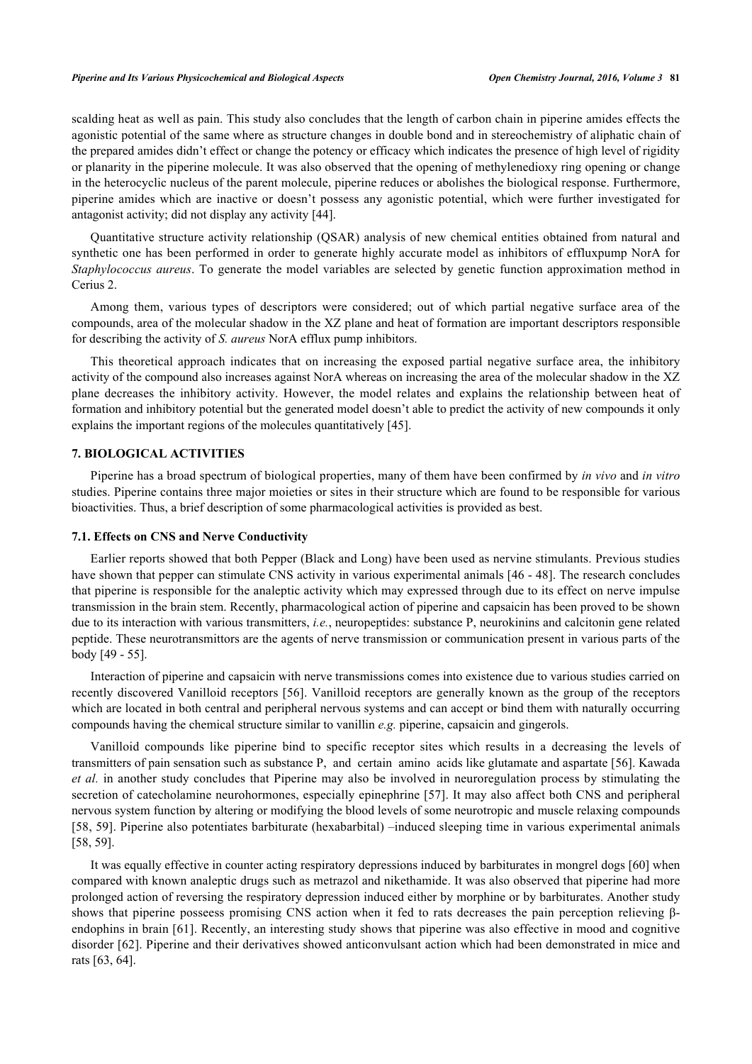scalding heat as well as pain. This study also concludes that the length of carbon chain in piperine amides effects the agonistic potential of the same where as structure changes in double bond and in stereochemistry of aliphatic chain of the prepared amides didn't effect or change the potency or efficacy which indicates the presence of high level of rigidity or planarity in the piperine molecule. It was also observed that the opening of methylenedioxy ring opening or change in the heterocyclic nucleus of the parent molecule, piperine reduces or abolishes the biological response. Furthermore, piperine amides which are inactive or doesn't possess any agonistic potential, which were further investigated for antagonist activity; did not display any activity [44].

Quantitative structure activity relationship (QSAR) analysis of new chemical entities obtained from natural and synthetic one has been performed in order to generate highly accurate model as inhibitors of effluxpump NorA for *Staphylococcus aureus*. To generate the model variables are selected by genetic function approximation method in Cerius 2.

Among them, various types of descriptors were considered; out of which partial negative surface area of the compounds, area of the molecular shadow in the XZ plane and heat of formation are important descriptors responsible for describing the activity of *S. aureus* NorA efflux pump inhibitors.

This theoretical approach indicates that on increasing the exposed partial negative surface area, the inhibitory activity of the compound also increases against NorA whereas on increasing the area of the molecular shadow in the XZ plane decreases the inhibitory activity. However, the model relates and explains the relationship between heat of formation and inhibitory potential but the generated model doesn't able to predict the activity of new compounds it only explains the important regions of the molecules quantitatively [45].

## 7. BIOLOGICAL ACTIVITIES

Piperine has a broad spectrum of biological properties, many of them have been confirmed by *in vivo* and *in vitro* studies. Piperine contains three major moieties or sites in their structure which are found to be responsible for various bioactivities. Thus, a brief description of some pharmacological activities is provided as best.

### 7.1. Effects on CNS and Nerve Conductivity

Earlier reports showed that both Pepper (Black and Long) have been used as nervine stimulants. Previous studies have shown that pepper can stimulate CNS activity in various experimental animals [46 - 48]. The research concludes that piperine is responsible for the analeptic activity which may expressed through due to its effect on nerve impulse transmission in the brain stem. Recently, pharmacological action of piperine and capsaicin has been proved to be shown due to its interaction with various transmitters, *i.e.*, neuropeptides: substance P, neurokinins and calcitonin gene related peptide. These neurotransmittors are the agents of nerve transmission or communication present in various parts of the body [49 - 55].

Interaction of piperine and capsaicin with nerve transmissions comes into existence due to various studies carried on recently discovered Vanilloid receptors [56]. Vanilloid receptors are generally known as the group of the receptors which are located in both central and peripheral nervous systems and can accept or bind them with naturally occurring compounds having the chemical structure similar to vanillin *e.g.* piperine, capsaicin and gingerols.

Vanilloid compounds like piperine bind to specific receptor sites which results in a decreasing the levels of transmitters of pain sensation such as substance P, and certain amino acids like glutamate and aspartate [56]. Kawada *et al.* in another study concludes that Piperine may also be involved in neuroregulation process by stimulating the secretion of catecholamine neurohormones, especially epinephrine [57]. It may also affect both CNS and peripheral nervous system function by altering or modifying the blood levels of some neurotropic and muscle relaxing compounds [58, 59]. Piperine also potentiates barbiturate (hexabarbital) –induced sleeping time in various experimental animals [58, 59].

It was equally effective in counter acting respiratory depressions induced by barbiturates in mongrel dogs [60] when compared with known analeptic drugs such as metrazol and nikethamide. It was also observed that piperine had more prolonged action of reversing the respiratory depression induced either by morphine or by barbiturates. Another study shows that piperine posseess promising CNS action when it fed to rats decreases the pain perception relieving β-endophins in brain [61]. Recently, an interesting study shows that piperine was also effective in mood and cognitive disorder [62]. Piperine and their derivatives showed anticonvulsant action which had been demonstrated in mice and rats [63, 64].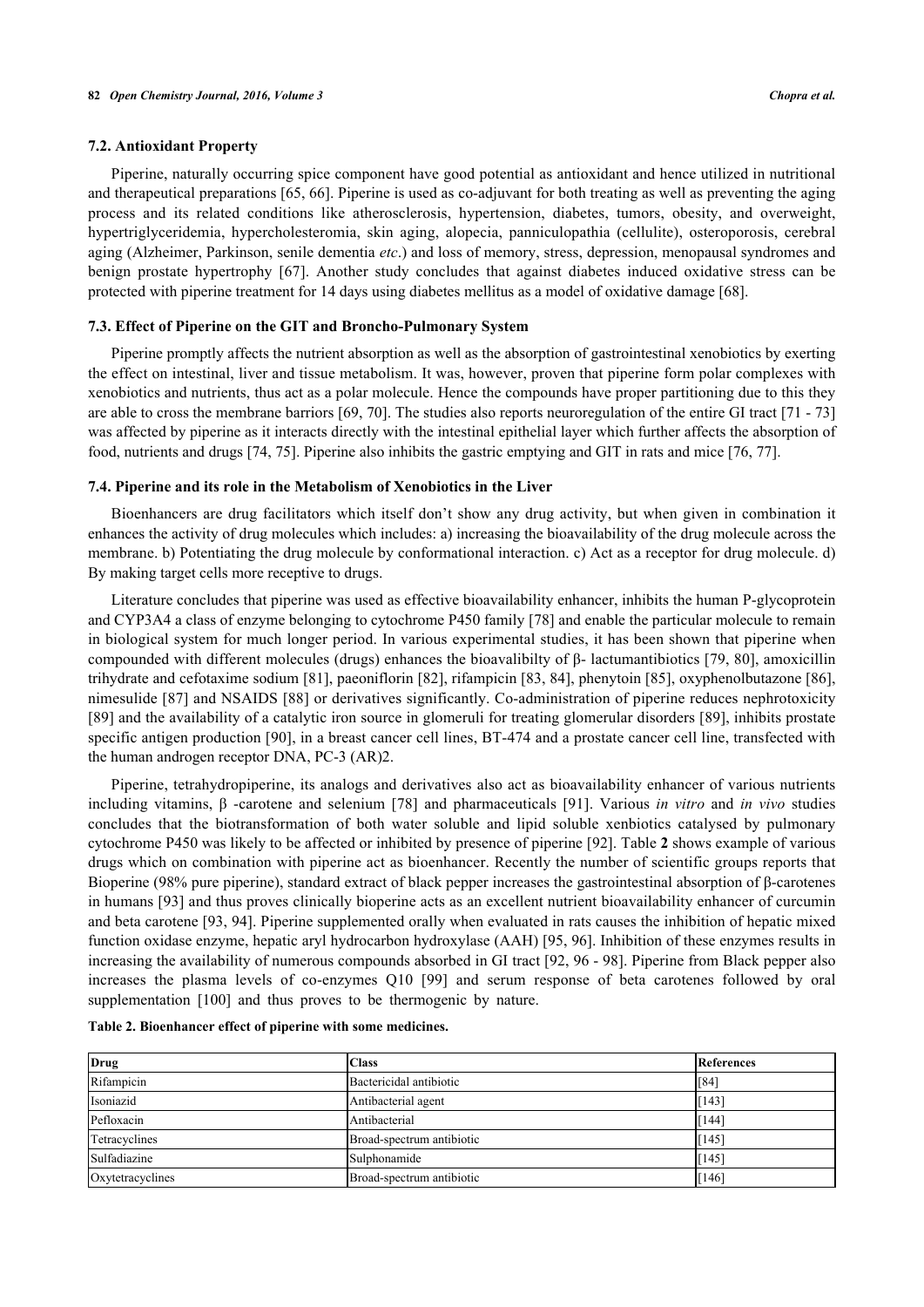### 7.2. Antioxidant Property

Piperine, naturally occurring spice component have good potential as antioxidant and hence utilized in nutritional and therapeutical preparations [65, 66]. Piperine is used as co-adjuvant for both treating as well as preventing the aging process and its related conditions like atherosclerosis, hypertension, diabetes, tumors, obesity, and overweight, hypertriglyceridemia, hypercholesteromia, skin aging, alopecia, panniculopathia (cellulite), osteroporosis, cerebral aging (Alzheimer, Parkinson, senile dementia *etc*.) and loss of memory, stress, depression, menopausal syndromes and benign prostate hypertrophy [67]. Another study concludes that against diabetes induced oxidative stress can be protected with piperine treatment for 14 days using diabetes mellitus as a model of oxidative damage [68].

### 7.3. Effect of Piperine on the GIT and Broncho-Pulmonary System

Piperine promptly affects the nutrient absorption as well as the absorption of gastrointestinal xenobiotics by exerting the effect on intestinal, liver and tissue metabolism. It was, however, proven that piperine form polar complexes with xenobiotics and nutrients, thus act as a polar molecule. Hence the compounds have proper partitioning due to this they are able to cross the membrane barriers [69, 70]. The studies also reports neuroregulation of the entire GI tract [71 - 73] was affected by piperine as it interacts directly with the intestinal epithelial layer which further affects the absorption of food, nutrients and drugs [74, 75]. Piperine also inhibits the gastric emptying and GIT in rats and mice [76, 77].

### 7.4. Piperine and its role in the Metabolism of Xenobiotics in the Liver

Bioenhancers are drug facilitators which itself don't show any drug activity, but when given in combination it enhances the activity of drug molecules which includes: a) increasing the bioavailability of the drug molecule across the membrane. b) Potentiating the drug molecule by conformational interaction. c) Act as a receptor for drug molecule. d) By making target cells more receptive to drugs.

Literature concludes that piperine was used as effective bioavailability enhancer, inhibits the human P-glycoprotein and CYP3A4 a class of enzyme belonging to cytochrome P450 family [78] and enable the particular molecule to remain in biological system for much longer period. In various experimental studies, it has been shown that piperine when compounded with different molecules (drugs) enhances the bioavalibilty of β- lactumantibiotics [79, 80], amoxicillin trihydrate and cefotaxime sodium [81], paeoniflorin [82], rifampicin [83, 84], phenytoin [85], oxyphenolbutazone [86], nimesulide [87] and NSAIDS [88] or derivatives significantly. Co-administration of piperine reduces nephrotoxicity [89] and the availability of a catalytic iron source in glomeruli for treating glomerular disorders [89], inhibits prostate specific antigen production [90], in a breast cancer cell lines, BT-474 and a prostate cancer cell line, transfected with the human androgen receptor DNA, PC-3 (AR)2.

Piperine, tetrahydropiperine, its analogs and derivatives also act as bioavailability enhancer of various nutrients including vitamins, β -carotene and selenium [78] and pharmaceuticals [91]. Various *in vitro* and *in vivo* studies concludes that the biotransformation of both water soluble and lipid soluble xenbiotics catalysed by pulmonary cytochrome P450 was likely to be affected or inhibited by presence of piperine [92]. Table **2** shows example of various drugs which on combination with piperine act as bioenhancer. Recently the number of scientific groups reports that Bioperine (98% pure piperine), standard extract of black pepper increases the gastrointestinal absorption of β-carotenes in humans [93] and thus proves clinically bioperine acts as an excellent nutrient bioavailability enhancer of curcumin and beta carotene [93, 94]. Piperine supplemented orally when evaluated in rats causes the inhibition of hepatic mixed function oxidase enzyme, hepatic aryl hydrocarbon hydroxylase (AAH) [95, 96]. Inhibition of these enzymes results in increasing the availability of numerous compounds absorbed in GI tract [92, 96 - 98]. Piperine from Black pepper also increases the plasma levels of co-enzymes Q10 [99] and serum response of beta carotenes followed by oral supplementation [100] and thus proves to be thermogenic by nature.

**Table 2. Bioenhancer effect of piperine with some medicines.**

| Drug | Class | References |
|---|---|---|
| Rifampicin | Bactericidal antibiotic | [84] |
| Isoniazid | Antibacterial agent | [143] |
| Pefloxacin | Antibacterial | [144] |
| Tetracyclines | Broad-spectrum antibiotic | [145] |
| Sulfadiazine | Sulphonamide | [145] |
| Oxytetracyclines | Broad-spectrum antibiotic | [146] |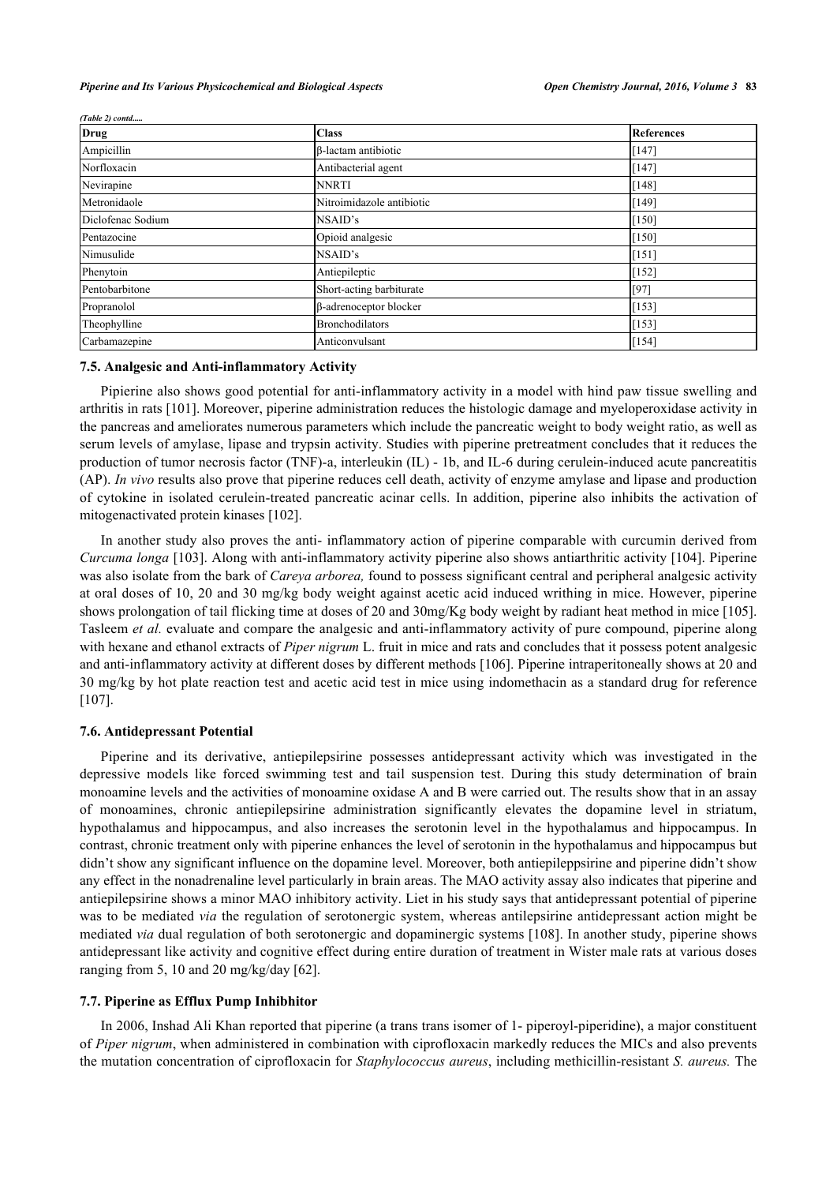*(Table 2) contd.....*

| Drug | Class | References |
|---|---|---|
| Ampicillin | β-lactam antibiotic | [147] |
| Norfloxacin | Antibacterial agent | [147] |
| Nevirapine | NNRTI | [148] |
| Metronidaole | Nitroimidazole antibiotic | [149] |
| Diclofenac Sodium | NSAID's | [150] |
| Pentazocine | Opioid analgesic | [150] |
| Nimusulide | NSAID's | [151] |
| Phenytoin | Antiepileptic | [152] |
| Pentobarbitone | Short-acting barbiturate | [97] |
| Propranolol | β-adrenoceptor blocker | [153] |
| Theophylline | Bronchodilators | [153] |
| Carbamazepine | Anticonvulsant | [154] |

### 7.5. Analgesic and Anti-inflammatory Activity

Pipierine also shows good potential for anti-inflammatory activity in a model with hind paw tissue swelling and arthritis in rats [101]. Moreover, piperine administration reduces the histologic damage and myeloperoxidase activity in the pancreas and ameliorates numerous parameters which include the pancreatic weight to body weight ratio, as well as serum levels of amylase, lipase and trypsin activity. Studies with piperine pretreatment concludes that it reduces the production of tumor necrosis factor (TNF)-a, interleukin (IL) - 1b, and IL-6 during cerulein-induced acute pancreatitis (AP). *In vivo* results also prove that piperine reduces cell death, activity of enzyme amylase and lipase and production of cytokine in isolated cerulein-treated pancreatic acinar cells. In addition, piperine also inhibits the activation of mitogenactivated protein kinases [102].

In another study also proves the anti- inflammatory action of piperine comparable with curcumin derived from *Curcuma longa* [103]. Along with anti-inflammatory activity piperine also shows antiarthritic activity [104]. Piperine was also isolate from the bark of *Careya arborea,* found to possess significant central and peripheral analgesic activity at oral doses of 10, 20 and 30 mg/kg body weight against acetic acid induced writhing in mice. However, piperine shows prolongation of tail flicking time at doses of 20 and 30mg/Kg body weight by radiant heat method in mice [105]. Tasleem *et al.* evaluate and compare the analgesic and anti-inflammatory activity of pure compound, piperine along with hexane and ethanol extracts of *Piper nigrum* L. fruit in mice and rats and concludes that it possess potent analgesic and anti-inflammatory activity at different doses by different methods [106]. Piperine intraperitoneally shows at 20 and 30 mg/kg by hot plate reaction test and acetic acid test in mice using indomethacin as a standard drug for reference [107].

### 7.6. Antidepressant Potential

Piperine and its derivative, antiepilepsirine possesses antidepressant activity which was investigated in the depressive models like forced swimming test and tail suspension test. During this study determination of brain monoamine levels and the activities of monoamine oxidase A and B were carried out. The results show that in an assay of monoamines, chronic antiepilepsirine administration significantly elevates the dopamine level in striatum, hypothalamus and hippocampus, and also increases the serotonin level in the hypothalamus and hippocampus. In contrast, chronic treatment only with piperine enhances the level of serotonin in the hypothalamus and hippocampus but didn't show any significant influence on the dopamine level. Moreover, both antiepileppsirine and piperine didn't show any effect in the nonadrenaline level particularly in brain areas. The MAO activity assay also indicates that piperine and antiepilepsirine shows a minor MAO inhibitory activity. Liet in his study says that antidepressant potential of piperine was to be mediated *via* the regulation of serotonergic system, whereas antilepsirine antidepressant action might be mediated *via* dual regulation of both serotonergic and dopaminergic systems [108]. In another study, piperine shows antidepressant like activity and cognitive effect during entire duration of treatment in Wister male rats at various doses ranging from 5, 10 and 20 mg/kg/day [62].

### 7.7. Piperine as Efflux Pump Inhibhitor

In 2006, Inshad Ali Khan reported that piperine (a trans trans isomer of 1- piperoyl-piperidine), a major constituent of *Piper nigrum*, when administered in combination with ciprofloxacin markedly reduces the MICs and also prevents the mutation concentration of ciprofloxacin for *Staphylococcus aureus*, including methicillin-resistant *S. aureus.* The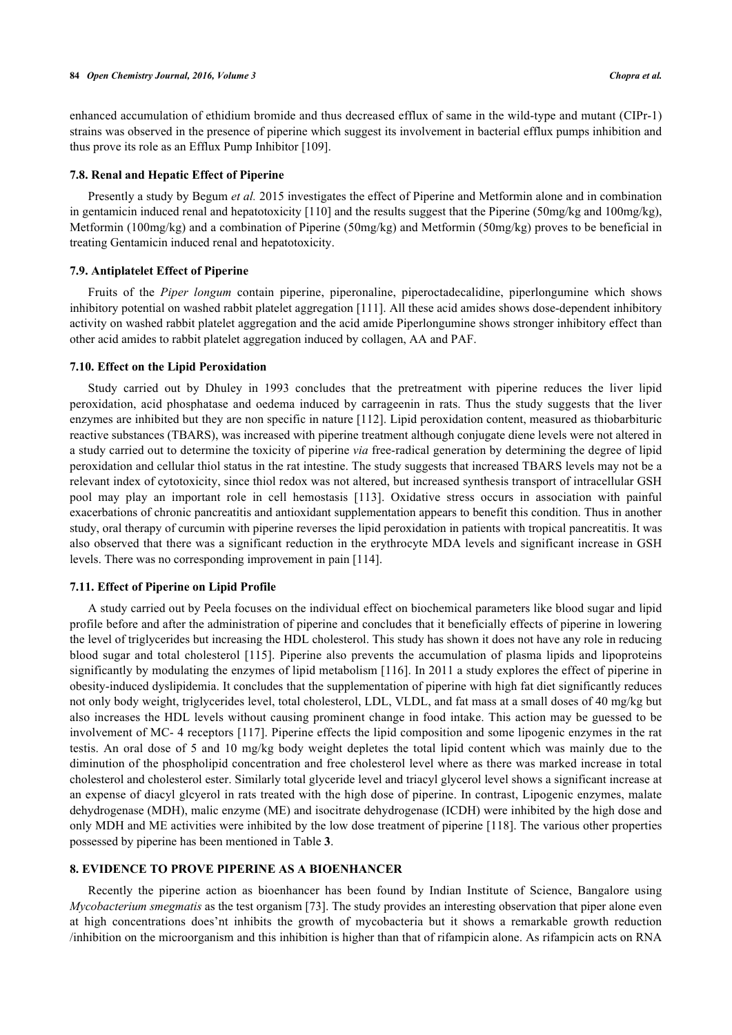enhanced accumulation of ethidium bromide and thus decreased efflux of same in the wild-type and mutant (CIPr-1) strains was observed in the presence of piperine which suggest its involvement in bacterial efflux pumps inhibition and thus prove its role as an Efflux Pump Inhibitor [109].

### 7.8. Renal and Hepatic Effect of Piperine

Presently a study by Begum *et al.* 2015 investigates the effect of Piperine and Metformin alone and in combination in gentamicin induced renal and hepatotoxicity [110] and the results suggest that the Piperine (50mg/kg and 100mg/kg), Metformin (100mg/kg) and a combination of Piperine (50mg/kg) and Metformin (50mg/kg) proves to be beneficial in treating Gentamicin induced renal and hepatotoxicity.

### 7.9. Antiplatelet Effect of Piperine

Fruits of the *Piper longum* contain piperine, piperonaline, piperoctadecalidine, piperlongumine which shows inhibitory potential on washed rabbit platelet aggregation [111]. All these acid amides shows dose-dependent inhibitory activity on washed rabbit platelet aggregation and the acid amide Piperlongumine shows stronger inhibitory effect than other acid amides to rabbit platelet aggregation induced by collagen, AA and PAF.

### 7.10. Effect on the Lipid Peroxidation

Study carried out by Dhuley in 1993 concludes that the pretreatment with piperine reduces the liver lipid peroxidation, acid phosphatase and oedema induced by carrageenin in rats. Thus the study suggests that the liver enzymes are inhibited but they are non specific in nature [112]. Lipid peroxidation content, measured as thiobarbituric reactive substances (TBARS), was increased with piperine treatment although conjugate diene levels were not altered in a study carried out to determine the toxicity of piperine *via* free-radical generation by determining the degree of lipid peroxidation and cellular thiol status in the rat intestine. The study suggests that increased TBARS levels may not be a relevant index of cytotoxicity, since thiol redox was not altered, but increased synthesis transport of intracellular GSH pool may play an important role in cell hemostasis [113]. Oxidative stress occurs in association with painful exacerbations of chronic pancreatitis and antioxidant supplementation appears to benefit this condition. Thus in another study, oral therapy of curcumin with piperine reverses the lipid peroxidation in patients with tropical pancreatitis. It was also observed that there was a significant reduction in the erythrocyte MDA levels and significant increase in GSH levels. There was no corresponding improvement in pain [114].

### 7.11. Effect of Piperine on Lipid Profile

A study carried out by Peela focuses on the individual effect on biochemical parameters like blood sugar and lipid profile before and after the administration of piperine and concludes that it beneficially effects of piperine in lowering the level of triglycerides but increasing the HDL cholesterol. This study has shown it does not have any role in reducing blood sugar and total cholesterol [115]. Piperine also prevents the accumulation of plasma lipids and lipoproteins significantly by modulating the enzymes of lipid metabolism [116]. In 2011 a study explores the effect of piperine in obesity-induced dyslipidemia. It concludes that the supplementation of piperine with high fat diet significantly reduces not only body weight, triglycerides level, total cholesterol, LDL, VLDL, and fat mass at a small doses of 40 mg/kg but also increases the HDL levels without causing prominent change in food intake. This action may be guessed to be involvement of MC- 4 receptors [117]. Piperine effects the lipid composition and some lipogenic enzymes in the rat testis. An oral dose of 5 and 10 mg/kg body weight depletes the total lipid content which was mainly due to the diminution of the phospholipid concentration and free cholesterol level where as there was marked increase in total cholesterol and cholesterol ester. Similarly total glyceride level and triacyl glycerol level shows a significant increase at an expense of diacyl glcyerol in rats treated with the high dose of piperine. In contrast, Lipogenic enzymes, malate dehydrogenase (MDH), malic enzyme (ME) and isocitrate dehydrogenase (ICDH) were inhibited by the high dose and only MDH and ME activities were inhibited by the low dose treatment of piperine [118]. The various other properties possessed by piperine has been mentioned in Table **3**.

## 8. EVIDENCE TO PROVE PIPERINE AS A BIOENHANCER

Recently the piperine action as bioenhancer has been found by Indian Institute of Science, Bangalore using *Mycobacterium smegmatis* as the test organism [73]. The study provides an interesting observation that piper alone even at high concentrations does'nt inhibits the growth of mycobacteria but it shows a remarkable growth reduction /inhibition on the microorganism and this inhibition is higher than that of rifampicin alone. As rifampicin acts on RNA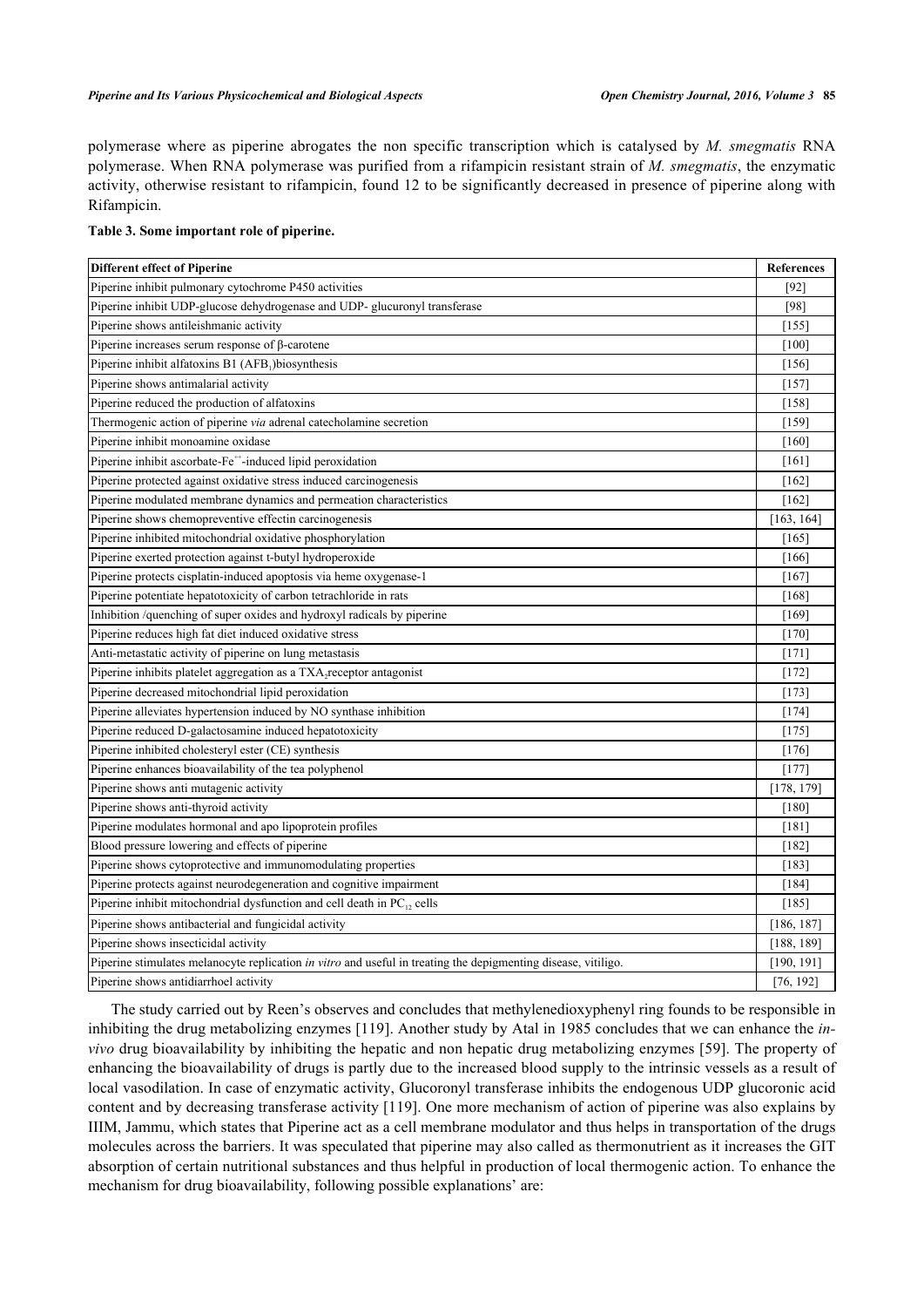polymerase where as piperine abrogates the non specific transcription which is catalysed by *M. smegmatis* RNA polymerase. When RNA polymerase was purified from a rifampicin resistant strain of *M. smegmatis*, the enzymatic activity, otherwise resistant to rifampicin, found 12 to be significantly decreased in presence of piperine along with Rifampicin.

**Table 3. Some important role of piperine.**

| Different effect of Piperine | References |
|---|---|
| Piperine inhibit pulmonary cytochrome P450 activities | [92] |
| Piperine inhibit UDP-glucose dehydrogenase and UDP- glucuronyl transferase | [98] |
| Piperine shows antileishmanic activity | [155] |
| Piperine increases serum response of β-carotene | [100] |
| Piperine inhibit alfatoxins B1 ($AFB_1$)biosynthesis | [156] |
| Piperine shows antimalarial activity | [157] |
| Piperine reduced the production of alfatoxins | [158] |
| Thermogenic action of piperine *via* adrenal catecholamine secretion | [159] |
| Piperine inhibit monoamine oxidase | [160] |
| Piperine inhibit ascorbate-$Fe^{++}$-induced lipid peroxidation | [161] |
| Piperine protected against oxidative stress induced carcinogenesis | [162] |
| Piperine modulated membrane dynamics and permeation characteristics | [162] |
| Piperine shows chemopreventive effectin carcinogenesis | [163, 164] |
| Piperine inhibited mitochondrial oxidative phosphorylation | [165] |
| Piperine exerted protection against t-butyl hydroperoxide | [166] |
| Piperine protects cisplatin-induced apoptosis via heme oxygenase-1 | [167] |
| Piperine potentiate hepatotoxicity of carbon tetrachloride in rats | [168] |
| Inhibition /quenching of super oxides and hydroxyl radicals by piperine | [169] |
| Piperine reduces high fat diet induced oxidative stress | [170] |
| Anti-metastatic activity of piperine on lung metastasis | [171] |
| Piperine inhibits platelet aggregation as a $TXA_2$receptor antagonist | [172] |
| Piperine decreased mitochondrial lipid peroxidation | [173] |
| Piperine alleviates hypertension induced by NO synthase inhibition | [174] |
| Piperine reduced D-galactosamine induced hepatotoxicity | [175] |
| Piperine inhibited cholesteryl ester (CE) synthesis | [176] |
| Piperine enhances bioavailability of the tea polyphenol | [177] |
| Piperine shows anti mutagenic activity | [178, 179] |
| Piperine shows anti-thyroid activity | [180] |
| Piperine modulates hormonal and apo lipoprotein profiles | [181] |
| Blood pressure lowering and effects of piperine | [182] |
| Piperine shows cytoprotective and immunomodulating properties | [183] |
| Piperine protects against neurodegeneration and cognitive impairment | [184] |
| Piperine inhibit mitochondrial dysfunction and cell death in $PC_{12}$ cells | [185] |
| Piperine shows antibacterial and fungicidal activity | [186, 187] |
| Piperine shows insecticidal activity | [188, 189] |
| Piperine stimulates melanocyte replication *in vitro* and useful in treating the depigmenting disease, vitiligo. | [190, 191] |
| Piperine shows antidiarrhoel activity | [76, 192] |

The study carried out by Reen's observes and concludes that methylenedioxyphenyl ring founds to be responsible in inhibiting the drug metabolizing enzymes [119]. Another study by Atal in 1985 concludes that we can enhance the *in-vivo* drug bioavailability by inhibiting the hepatic and non hepatic drug metabolizing enzymes [59]. The property of enhancing the bioavailability of drugs is partly due to the increased blood supply to the intrinsic vessels as a result of local vasodilation. In case of enzymatic activity, Glucoronyl transferase inhibits the endogenous UDP glucoronic acid content and by decreasing transferase activity [119]. One more mechanism of action of piperine was also explains by IIIM, Jammu, which states that Piperine act as a cell membrane modulator and thus helps in transportation of the drugs molecules across the barriers. It was speculated that piperine may also called as thermonutrient as it increases the GIT absorption of certain nutritional substances and thus helpful in production of local thermogenic action. To enhance the mechanism for drug bioavailability, following possible explanations' are: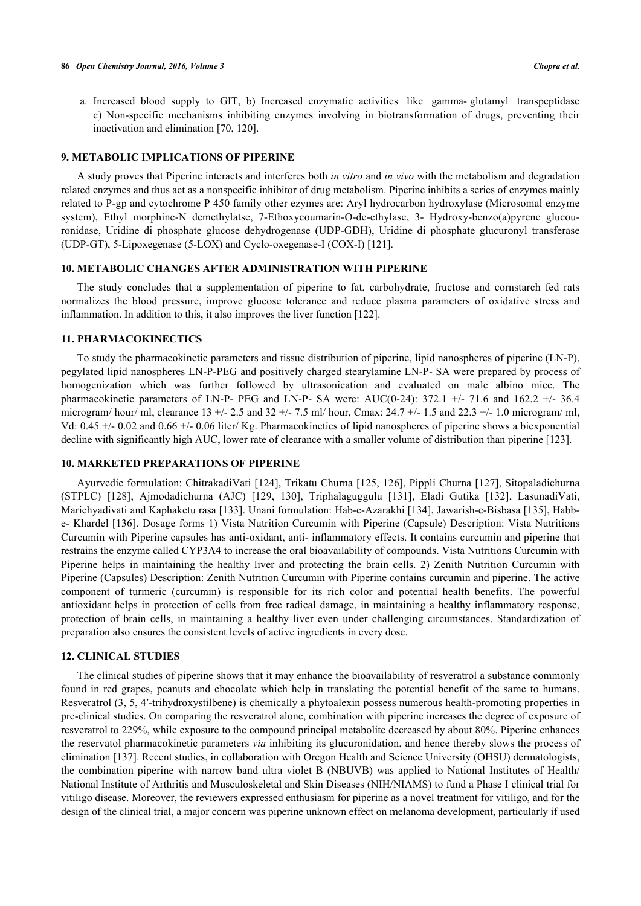a. Increased blood supply to GIT, b) Increased enzymatic activities like gamma- glutamyl transpeptidase c) Non-specific mechanisms inhibiting enzymes involving in biotransformation of drugs, preventing their inactivation and elimination [70, 120].

## 9. METABOLIC IMPLICATIONS OF PIPERINE

A study proves that Piperine interacts and interferes both *in vitro* and *in vivo* with the metabolism and degradation related enzymes and thus act as a nonspecific inhibitor of drug metabolism. Piperine inhibits a series of enzymes mainly related to P-gp and cytochrome P 450 family other ezymes are: Aryl hydrocarbon hydroxylase (Microsomal enzyme system), Ethyl morphine-N demethylatse, 7-Ethoxycoumarin-O-de-ethylase, 3- Hydroxy-benzo(a)pyrene glucouronidase, Uridine di phosphate glucose dehydrogenase (UDP-GDH), Uridine di phosphate glucuronyl transferase (UDP-GT), 5-Lipoxegenase (5-LOX) and Cyclo-oxegenase-I (COX-I) [121].

## 10. METABOLIC CHANGES AFTER ADMINISTRATION WITH PIPERINE

The study concludes that a supplementation of piperine to fat, carbohydrate, fructose and cornstarch fed rats normalizes the blood pressure, improve glucose tolerance and reduce plasma parameters of oxidative stress and inflammation. In addition to this, it also improves the liver function [122].

## 11. PHARMACOKINECTICS

To study the pharmacokinetic parameters and tissue distribution of piperine, lipid nanospheres of piperine (LN-P), pegylated lipid nanospheres LN-P-PEG and positively charged stearylamine LN-P- SA were prepared by process of homogenization which was further followed by ultrasonication and evaluated on male albino mice. The pharmacokinetic parameters of LN-P- PEG and LN-P- SA were: AUC(0-24): 372.1 +/- 71.6 and 162.2 +/- 36.4 microgram/ hour/ ml, clearance 13 +/- 2.5 and 32 +/- 7.5 ml/ hour, Cmax: 24.7 +/- 1.5 and 22.3 +/- 1.0 microgram/ ml, Vd: 0.45 +/- 0.02 and 0.66 +/- 0.06 liter/ Kg. Pharmacokinetics of lipid nanospheres of piperine shows a biexponential decline with significantly high AUC, lower rate of clearance with a smaller volume of distribution than piperine [123].

## 10. MARKETED PREPARATIONS OF PIPERINE

Ayurvedic formulation: ChitrakadiVati [124], Trikatu Churna [125, 126], Pippli Churna [127], Sitopaladichurna (STPLC) [128], Ajmodadichurna (AJC) [129, 130], Triphalaguggulu [131], Eladi Gutika [132], LasunadiVati, Marichyadivati and Kaphaketu rasa [133]. Unani formulation: Hab-e-Azarakhi [134], Jawarish-e-Bisbasa [135], Habb-e- Khardel [136]. Dosage forms 1) Vista Nutrition Curcumin with Piperine (Capsule) Description: Vista Nutritions Curcumin with Piperine capsules has anti-oxidant, anti- inflammatory effects. It contains curcumin and piperine that restrains the enzyme called CYP3A4 to increase the oral bioavailability of compounds. Vista Nutritions Curcumin with Piperine helps in maintaining the healthy liver and protecting the brain cells. 2) Zenith Nutrition Curcumin with Piperine (Capsules) Description: Zenith Nutrition Curcumin with Piperine contains curcumin and piperine. The active component of turmeric (curcumin) is responsible for its rich color and potential health benefits. The powerful antioxidant helps in protection of cells from free radical damage, in maintaining a healthy inflammatory response, protection of brain cells, in maintaining a healthy liver even under challenging circumstances. Standardization of preparation also ensures the consistent levels of active ingredients in every dose.

## 12. CLINICAL STUDIES

The clinical studies of piperine shows that it may enhance the bioavailability of resveratrol a substance commonly found in red grapes, peanuts and chocolate which help in translating the potential benefit of the same to humans. Resveratrol (3, 5, 4′-trihydroxystilbene) is chemically a phytoalexin possess numerous health-promoting properties in pre-clinical studies. On comparing the resveratrol alone, combination with piperine increases the degree of exposure of resveratrol to 229%, while exposure to the compound principal metabolite decreased by about 80%. Piperine enhances the reservatol pharmacokinetic parameters *via* inhibiting its glucuronidation, and hence thereby slows the process of elimination [137]. Recent studies, in collaboration with Oregon Health and Science University (OHSU) dermatologists, the combination piperine with narrow band ultra violet B (NBUVB) was applied to National Institutes of Health/ National Institute of Arthritis and Musculoskeletal and Skin Diseases (NIH/NIAMS) to fund a Phase I clinical trial for vitiligo disease. Moreover, the reviewers expressed enthusiasm for piperine as a novel treatment for vitiligo, and for the design of the clinical trial, a major concern was piperine unknown effect on melanoma development, particularly if used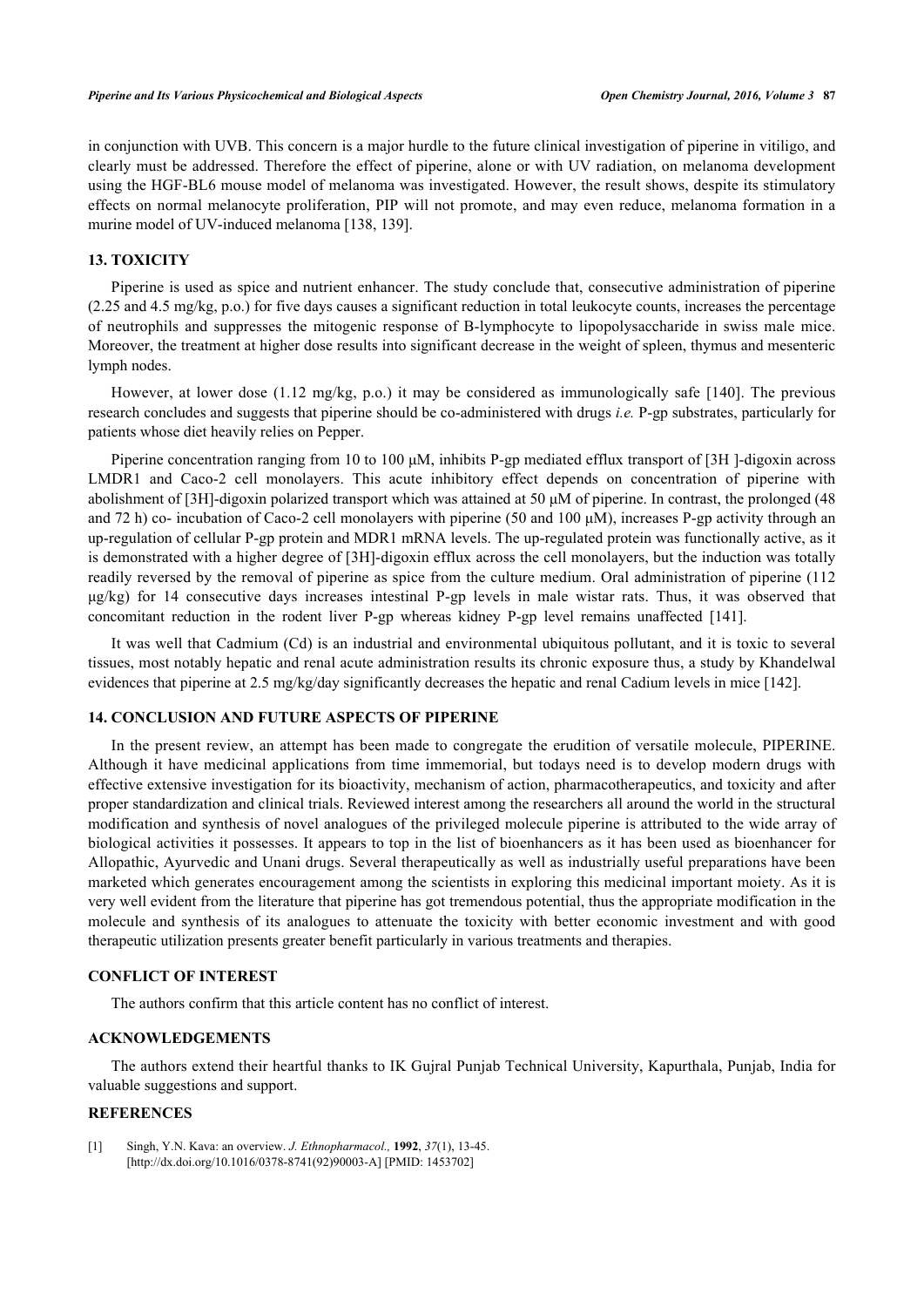in conjunction with UVB. This concern is a major hurdle to the future clinical investigation of piperine in vitiligo, and clearly must be addressed. Therefore the effect of piperine, alone or with UV radiation, on melanoma development using the HGF-BL6 mouse model of melanoma was investigated. However, the result shows, despite its stimulatory effects on normal melanocyte proliferation, PIP will not promote, and may even reduce, melanoma formation in a murine model of UV-induced melanoma [138, 139].

## 13. TOXICITY

Piperine is used as spice and nutrient enhancer. The study conclude that, consecutive administration of piperine (2.25 and 4.5 mg/kg, p.o.) for five days causes a significant reduction in total leukocyte counts, increases the percentage of neutrophils and suppresses the mitogenic response of B-lymphocyte to lipopolysaccharide in swiss male mice. Moreover, the treatment at higher dose results into significant decrease in the weight of spleen, thymus and mesenteric lymph nodes.

However, at lower dose (1.12 mg/kg, p.o.) it may be considered as immunologically safe [140]. The previous research concludes and suggests that piperine should be co-administered with drugs *i.e.* P-gp substrates, particularly for patients whose diet heavily relies on Pepper.

Piperine concentration ranging from 10 to 100 μM, inhibits P-gp mediated efflux transport of [3H ]-digoxin across LMDR1 and Caco-2 cell monolayers. This acute inhibitory effect depends on concentration of piperine with abolishment of [3H]-digoxin polarized transport which was attained at 50 μM of piperine. In contrast, the prolonged (48 and 72 h) co- incubation of Caco-2 cell monolayers with piperine (50 and 100 μM), increases P-gp activity through an up-regulation of cellular P-gp protein and MDR1 mRNA levels. The up-regulated protein was functionally active, as it is demonstrated with a higher degree of [3H]-digoxin efflux across the cell monolayers, but the induction was totally readily reversed by the removal of piperine as spice from the culture medium. Oral administration of piperine (112 μg/kg) for 14 consecutive days increases intestinal P-gp levels in male wistar rats. Thus, it was observed that concomitant reduction in the rodent liver P-gp whereas kidney P-gp level remains unaffected [141].

It was well that Cadmium (Cd) is an industrial and environmental ubiquitous pollutant, and it is toxic to several tissues, most notably hepatic and renal acute administration results its chronic exposure thus, a study by Khandelwal evidences that piperine at 2.5 mg/kg/day significantly decreases the hepatic and renal Cadium levels in mice [142].

## 14. CONCLUSION AND FUTURE ASPECTS OF PIPERINE

In the present review, an attempt has been made to congregate the erudition of versatile molecule, PIPERINE. Although it have medicinal applications from time immemorial, but todays need is to develop modern drugs with effective extensive investigation for its bioactivity, mechanism of action, pharmacotherapeutics, and toxicity and after proper standardization and clinical trials. Reviewed interest among the researchers all around the world in the structural modification and synthesis of novel analogues of the privileged molecule piperine is attributed to the wide array of biological activities it possesses. It appears to top in the list of bioenhancers as it has been used as bioenhancer for Allopathic, Ayurvedic and Unani drugs. Several therapeutically as well as industrially useful preparations have been marketed which generates encouragement among the scientists in exploring this medicinal important moiety. As it is very well evident from the literature that piperine has got tremendous potential, thus the appropriate modification in the molecule and synthesis of its analogues to attenuate the toxicity with better economic investment and with good therapeutic utilization presents greater benefit particularly in various treatments and therapies.

## CONFLICT OF INTEREST

The authors confirm that this article content has no conflict of interest.

## ACKNOWLEDGEMENTS

The authors extend their heartful thanks to IK Gujral Punjab Technical University, Kapurthala, Punjab, India for valuable suggestions and support.

## REFERENCES

[1] Singh, Y.N. Kava: an overview. *J. Ethnopharmacol.,* **1992**, *37*(1), 13-45. [http://dx.doi.org/10.1016/0378-8741(92)90003-A] [PMID: 1453702]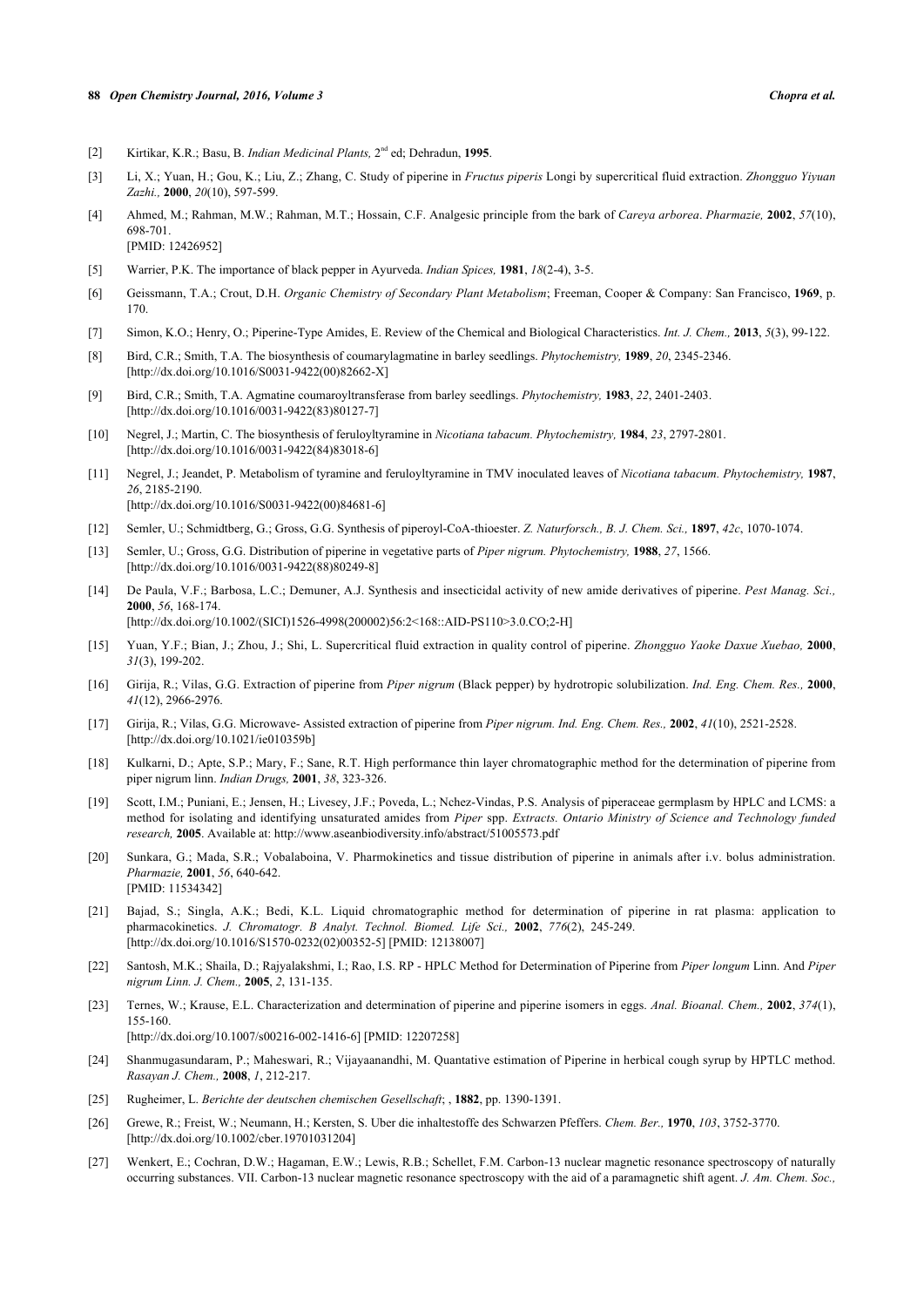[2] Kirtikar, K.R.; Basu, B. *Indian Medicinal Plants,* 2nd ed; Dehradun, **1995**.

[3] Li, X.; Yuan, H.; Gou, K.; Liu, Z.; Zhang, C. Study of piperine in *Fructus piperis* Longi by supercritical fluid extraction. *Zhongguo Yiyuan Zazhi.,* **2000**, *20*(10), 597-599.

[4] Ahmed, M.; Rahman, M.W.; Rahman, M.T.; Hossain, C.F. Analgesic principle from the bark of *Careya arborea*. *Pharmazie,* **2002**, *57*(10), 698-701.
[PMID: 12426952]

[5] Warrier, P.K. The importance of black pepper in Ayurveda. *Indian Spices,* **1981**, *18*(2-4), 3-5.

[6] Geissmann, T.A.; Crout, D.H. *Organic Chemistry of Secondary Plant Metabolism*; Freeman, Cooper & Company: San Francisco, **1969**, p. 170.

[7] Simon, K.O.; Henry, O.; Piperine-Type Amides, E. Review of the Chemical and Biological Characteristics. *Int. J. Chem.,* **2013**, *5*(3), 99-122.

[8] Bird, C.R.; Smith, T.A. The biosynthesis of coumarylagmatine in barley seedlings. *Phytochemistry,* **1989**, *20*, 2345-2346.
[http://dx.doi.org/10.1016/S0031-9422(00)82662-X]

[9] Bird, C.R.; Smith, T.A. Agmatine coumaroyltransferase from barley seedlings. *Phytochemistry,* **1983**, *22*, 2401-2403.
[http://dx.doi.org/10.1016/0031-9422(83)80127-7]

[10] Negrel, J.; Martin, C. The biosynthesis of feruloyltyramine in *Nicotiana tabacum. Phytochemistry,* **1984**, *23*, 2797-2801.
[http://dx.doi.org/10.1016/0031-9422(84)83018-6]

[11] Negrel, J.; Jeandet, P. Metabolism of tyramine and feruloyltyramine in TMV inoculated leaves of *Nicotiana tabacum. Phytochemistry,* **1987**, *26*, 2185-2190.
[http://dx.doi.org/10.1016/S0031-9422(00)84681-6]

[12] Semler, U.; Schmidtberg, G.; Gross, G.G. Synthesis of piperoyl-CoA-thioester. *Z. Naturforsch., B. J. Chem. Sci.,* **1897**, *42c*, 1070-1074.

[13] Semler, U.; Gross, G.G. Distribution of piperine in vegetative parts of *Piper nigrum. Phytochemistry,* **1988**, *27*, 1566.
[http://dx.doi.org/10.1016/0031-9422(88)80249-8]

[14] De Paula, V.F.; Barbosa, L.C.; Demuner, A.J. Synthesis and insecticidal activity of new amide derivatives of piperine. *Pest Manag. Sci.,* **2000**, *56*, 168-174.
[http://dx.doi.org/10.1002/(SICI)1526-4998(200002)56:2<168::AID-PS110>3.0.CO;2-H]

[15] Yuan, Y.F.; Bian, J.; Zhou, J.; Shi, L. Supercritical fluid extraction in quality control of piperine. *Zhongguo Yaoke Daxue Xuebao,* **2000**, *31*(3), 199-202.

[16] Girija, R.; Vilas, G.G. Extraction of piperine from *Piper nigrum* (Black pepper) by hydrotropic solubilization. *Ind. Eng. Chem. Res.,* **2000**, *41*(12), 2966-2976.

[17] Girija, R.; Vilas, G.G. Microwave- Assisted extraction of piperine from *Piper nigrum. Ind. Eng. Chem. Res.,* **2002**, *41*(10), 2521-2528.
[http://dx.doi.org/10.1021/ie010359b]

[18] Kulkarni, D.; Apte, S.P.; Mary, F.; Sane, R.T. High performance thin layer chromatographic method for the determination of piperine from piper nigrum linn. *Indian Drugs,* **2001**, *38*, 323-326.

[19] Scott, I.M.; Puniani, E.; Jensen, H.; Livesey, J.F.; Poveda, L.; Nchez-Vindas, P.S. Analysis of piperaceae germplasm by HPLC and LCMS: a method for isolating and identifying unsaturated amides from *Piper* spp. *Extracts. Ontario Ministry of Science and Technology funded research,* **2005**. Available at: http://www.aseanbiodiversity.info/abstract/51005573.pdf

[20] Sunkara, G.; Mada, S.R.; Vobalaboina, V. Pharmokinetics and tissue distribution of piperine in animals after i.v. bolus administration. *Pharmazie,* **2001**, *56*, 640-642.
[PMID: 11534342]

[21] Bajad, S.; Singla, A.K.; Bedi, K.L. Liquid chromatographic method for determination of piperine in rat plasma: application to pharmacokinetics. *J. Chromatogr. B Analyt. Technol. Biomed. Life Sci.,* **2002**, *776*(2), 245-249.
[http://dx.doi.org/10.1016/S1570-0232(02)00352-5] [PMID: 12138007]

[22] Santosh, M.K.; Shaila, D.; Rajyalakshmi, I.; Rao, I.S. RP - HPLC Method for Determination of Piperine from *Piper longum* Linn. And *Piper nigrum Linn. J. Chem.,* **2005**, *2*, 131-135.

[23] Ternes, W.; Krause, E.L. Characterization and determination of piperine and piperine isomers in eggs. *Anal. Bioanal. Chem.,* **2002**, *374*(1), 155-160.
[http://dx.doi.org/10.1007/s00216-002-1416-6] [PMID: 12207258]

[24] Shanmugasundaram, P.; Maheswari, R.; Vijayaanandhi, M. Quantative estimation of Piperine in herbical cough syrup by HPTLC method. *Rasayan J. Chem.,* **2008**, *1*, 212-217.

[25] Rugheimer, L. *Berichte der deutschen chemischen Gesellschaft*; , **1882**, pp. 1390-1391.

[26] Grewe, R.; Freist, W.; Neumann, H.; Kersten, S. Uber die inhaltestoffe des Schwarzen Pfeffers. *Chem. Ber.,* **1970**, *103*, 3752-3770.
[http://dx.doi.org/10.1002/cber.19701031204]

[27] Wenkert, E.; Cochran, D.W.; Hagaman, E.W.; Lewis, R.B.; Schellet, F.M. Carbon-13 nuclear magnetic resonance spectroscopy of naturally occurring substances. VII. Carbon-13 nuclear magnetic resonance spectroscopy with the aid of a paramagnetic shift agent. *J. Am. Chem. Soc.,*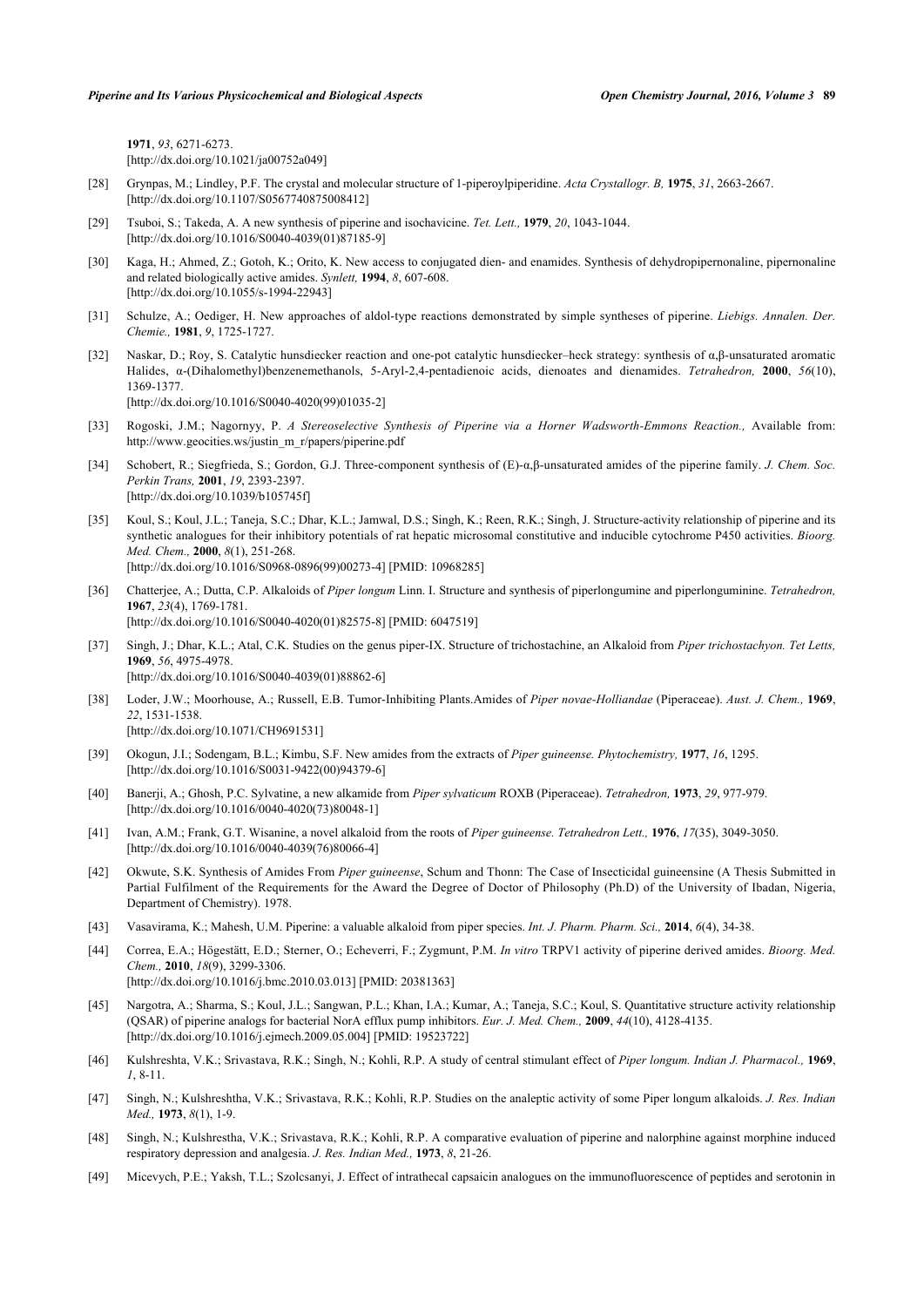**1971**, *93*, 6271-6273.
[http://dx.doi.org/10.1021/ja00752a049]

[28] Grynpas, M.; Lindley, P.F. The crystal and molecular structure of 1-piperoylpiperidine. *Acta Crystallogr. B,* **1975**, *31*, 2663-2667. [http://dx.doi.org/10.1107/S0567740875008412]

[29] Tsuboi, S.; Takeda, A. A new synthesis of piperine and isochavicine. *Tet. Lett.,* **1979**, *20*, 1043-1044. [http://dx.doi.org/10.1016/S0040-4039(01)87185-9]

[30] Kaga, H.; Ahmed, Z.; Gotoh, K.; Orito, K. New access to conjugated dien- and enamides. Synthesis of dehydropipernonaline, pipernonaline and related biologically active amides. *Synlett,* **1994**, *8*, 607-608. [http://dx.doi.org/10.1055/s-1994-22943]

[31] Schulze, A.; Oediger, H. New approaches of aldol-type reactions demonstrated by simple syntheses of piperine. *Liebigs. Annalen. Der. Chemie.,* **1981**, *9*, 1725-1727.

[32] Naskar, D.; Roy, S. Catalytic hunsdiecker reaction and one-pot catalytic hunsdiecker–heck strategy: synthesis of α,β-unsaturated aromatic Halides, α-(Dihalomethyl)benzenemethanols, 5-Aryl-2,4-pentadienoic acids, dienoates and dienamides. *Tetrahedron,* **2000**, *56*(10), 1369-1377.
[http://dx.doi.org/10.1016/S0040-4020(99)01035-2]

[33] Rogoski, J.M.; Nagornyy, P. *A Stereoselective Synthesis of Piperine via a Horner Wadsworth-Emmons Reaction.,* Available from: http://www.geocities.ws/justin_m_r/papers/piperine.pdf

[34] Schobert, R.; Siegfrieda, S.; Gordon, G.J. Three-component synthesis of (E)-α,β-unsaturated amides of the piperine family. *J. Chem. Soc. Perkin Trans,* **2001**, *19*, 2393-2397.
[http://dx.doi.org/10.1039/b105745f]

[35] Koul, S.; Koul, J.L.; Taneja, S.C.; Dhar, K.L.; Jamwal, D.S.; Singh, K.; Reen, R.K.; Singh, J. Structure-activity relationship of piperine and its synthetic analogues for their inhibitory potentials of rat hepatic microsomal constitutive and inducible cytochrome P450 activities. *Bioorg. Med. Chem.,* **2000**, *8*(1), 251-268.
[http://dx.doi.org/10.1016/S0968-0896(99)00273-4] [PMID: 10968285]

[36] Chatterjee, A.; Dutta, C.P. Alkaloids of *Piper longum* Linn. I. Structure and synthesis of piperlongumine and piperlonguminine. *Tetrahedron,* **1967**, *23*(4), 1769-1781.
[http://dx.doi.org/10.1016/S0040-4020(01)82575-8] [PMID: 6047519]

[37] Singh, J.; Dhar, K.L.; Atal, C.K. Studies on the genus piper-IX. Structure of trichostachine, an Alkaloid from *Piper trichostachyon. Tet Letts,* **1969**, *56*, 4975-4978.
[http://dx.doi.org/10.1016/S0040-4039(01)88862-6]

[38] Loder, J.W.; Moorhouse, A.; Russell, E.B. Tumor-Inhibiting Plants.Amides of *Piper novae-Holliandae* (Piperaceae). *Aust. J. Chem.,* **1969**, *22*, 1531-1538.
[http://dx.doi.org/10.1071/CH9691531]

[39] Okogun, J.I.; Sodengam, B.L.; Kimbu, S.F. New amides from the extracts of *Piper guineense. Phytochemistry,* **1977**, *16*, 1295. [http://dx.doi.org/10.1016/S0031-9422(00)94379-6]

[40] Banerji, A.; Ghosh, P.C. Sylvatine, a new alkamide from *Piper sylvaticum* ROXB (Piperaceae). *Tetrahedron,* **1973**, *29*, 977-979. [http://dx.doi.org/10.1016/0040-4020(73)80048-1]

[41] Ivan, A.M.; Frank, G.T. Wisanine, a novel alkaloid from the roots of *Piper guineense. Tetrahedron Lett.,* **1976**, *17*(35), 3049-3050. [http://dx.doi.org/10.1016/0040-4039(76)80066-4]

[42] Okwute, S.K. Synthesis of Amides From *Piper guineense*, Schum and Thonn: The Case of Insecticidal guineensine (A Thesis Submitted in Partial Fulfilment of the Requirements for the Award the Degree of Doctor of Philosophy (Ph.D) of the University of Ibadan, Nigeria, Department of Chemistry). 1978.

[43] Vasavirama, K.; Mahesh, U.M. Piperine: a valuable alkaloid from piper species. *Int. J. Pharm. Pharm. Sci.,* **2014**, *6*(4), 34-38.

[44] Correa, E.A.; Högestätt, E.D.; Sterner, O.; Echeverri, F.; Zygmunt, P.M. *In vitro* TRPV1 activity of piperine derived amides. *Bioorg. Med. Chem.,* **2010**, *18*(9), 3299-3306.
[http://dx.doi.org/10.1016/j.bmc.2010.03.013] [PMID: 20381363]

[45] Nargotra, A.; Sharma, S.; Koul, J.L.; Sangwan, P.L.; Khan, I.A.; Kumar, A.; Taneja, S.C.; Koul, S. Quantitative structure activity relationship (QSAR) of piperine analogs for bacterial NorA efflux pump inhibitors. *Eur. J. Med. Chem.,* **2009**, *44*(10), 4128-4135.
[http://dx.doi.org/10.1016/j.ejmech.2009.05.004] [PMID: 19523722]

[46] Kulshreshta, V.K.; Srivastava, R.K.; Singh, N.; Kohli, R.P. A study of central stimulant effect of *Piper longum. Indian J. Pharmacol.,* **1969**, *1*, 8-11.

[47] Singh, N.; Kulshreshtha, V.K.; Srivastava, R.K.; Kohli, R.P. Studies on the analeptic activity of some Piper longum alkaloids. *J. Res. Indian Med.,* **1973**, *8*(1), 1-9.

[48] Singh, N.; Kulshrestha, V.K.; Srivastava, R.K.; Kohli, R.P. A comparative evaluation of piperine and nalorphine against morphine induced respiratory depression and analgesia. *J. Res. Indian Med.,* **1973**, *8*, 21-26.

[49] Micevych, P.E.; Yaksh, T.L.; Szolcsanyi, J. Effect of intrathecal capsaicin analogues on the immunofluorescence of peptides and serotonin in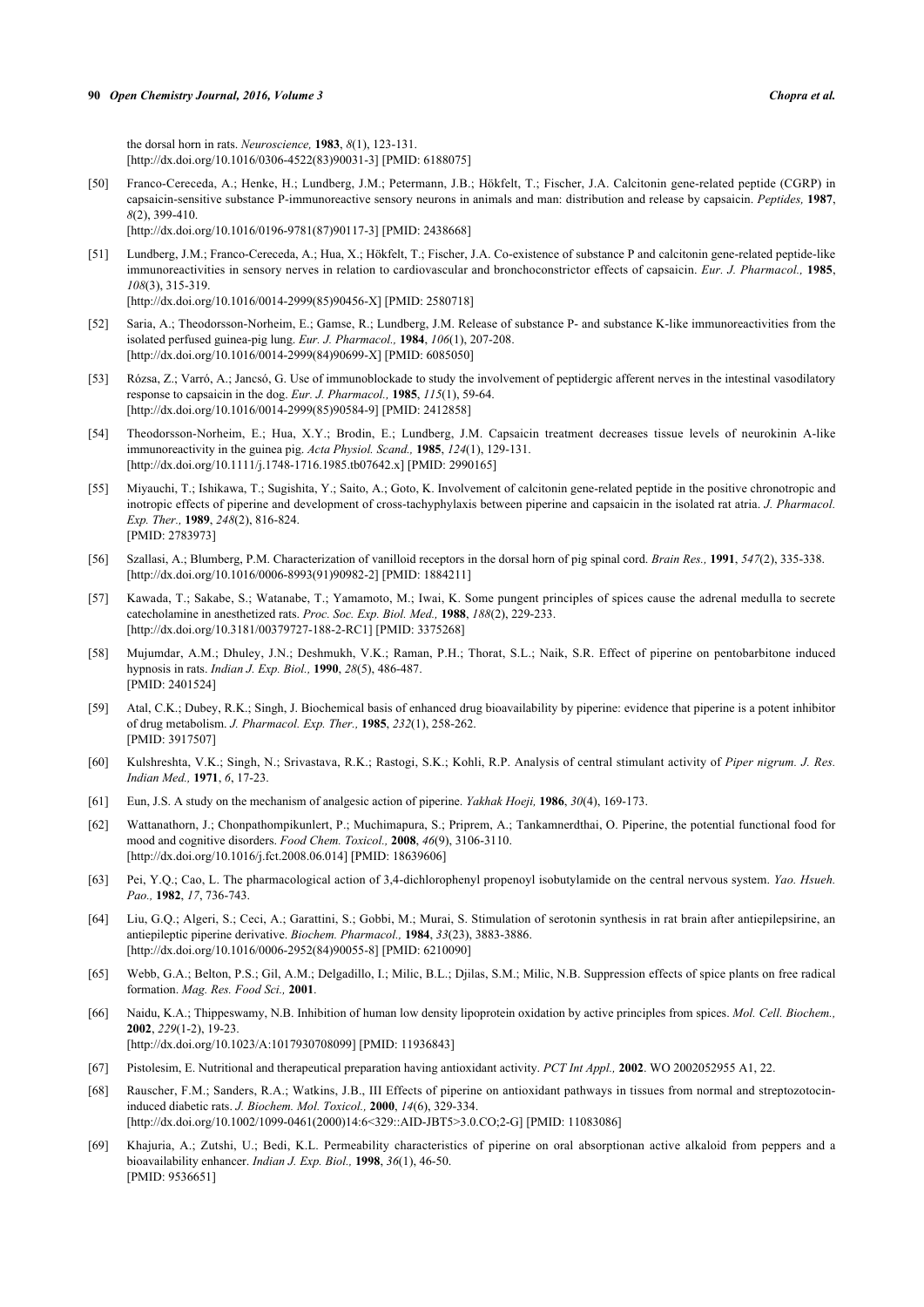the dorsal horn in rats. *Neuroscience,* **1983**, *8*(1), 123-131.
[http://dx.doi.org/10.1016/0306-4522(83)90031-3] [PMID: 6188075]

[50] Franco-Cereceda, A.; Henke, H.; Lundberg, J.M.; Petermann, J.B.; Hökfelt, T.; Fischer, J.A. Calcitonin gene-related peptide (CGRP) in capsaicin-sensitive substance P-immunoreactive sensory neurons in animals and man: distribution and release by capsaicin. *Peptides,* **1987**, *8*(2), 399-410.
[http://dx.doi.org/10.1016/0196-9781(87)90117-3] [PMID: 2438668]

[51] Lundberg, J.M.; Franco-Cereceda, A.; Hua, X.; Hökfelt, T.; Fischer, J.A. Co-existence of substance P and calcitonin gene-related peptide-like immunoreactivities in sensory nerves in relation to cardiovascular and bronchoconstrictor effects of capsaicin. *Eur. J. Pharmacol.,* **1985**, *108*(3), 315-319.
[http://dx.doi.org/10.1016/0014-2999(85)90456-X] [PMID: 2580718]

[52] Saria, A.; Theodorsson-Norheim, E.; Gamse, R.; Lundberg, J.M. Release of substance P- and substance K-like immunoreactivities from the isolated perfused guinea-pig lung. *Eur. J. Pharmacol.,* **1984**, *106*(1), 207-208.
[http://dx.doi.org/10.1016/0014-2999(84)90699-X] [PMID: 6085050]

[53] Rózsa, Z.; Varró, A.; Jancsó, G. Use of immunoblockade to study the involvement of peptidergic afferent nerves in the intestinal vasodilatory response to capsaicin in the dog. *Eur. J. Pharmacol.,* **1985**, *115*(1), 59-64.
[http://dx.doi.org/10.1016/0014-2999(85)90584-9] [PMID: 2412858]

[54] Theodorsson-Norheim, E.; Hua, X.Y.; Brodin, E.; Lundberg, J.M. Capsaicin treatment decreases tissue levels of neurokinin A-like immunoreactivity in the guinea pig. *Acta Physiol. Scand.,* **1985**, *124*(1), 129-131.
[http://dx.doi.org/10.1111/j.1748-1716.1985.tb07642.x] [PMID: 2990165]

[55] Miyauchi, T.; Ishikawa, T.; Sugishita, Y.; Saito, A.; Goto, K. Involvement of calcitonin gene-related peptide in the positive chronotropic and inotropic effects of piperine and development of cross-tachyphylaxis between piperine and capsaicin in the isolated rat atria. *J. Pharmacol. Exp. Ther.,* **1989**, *248*(2), 816-824.
[PMID: 2783973]

[56] Szallasi, A.; Blumberg, P.M. Characterization of vanilloid receptors in the dorsal horn of pig spinal cord. *Brain Res.,* **1991**, *547*(2), 335-338.
[http://dx.doi.org/10.1016/0006-8993(91)90982-2] [PMID: 1884211]

[57] Kawada, T.; Sakabe, S.; Watanabe, T.; Yamamoto, M.; Iwai, K. Some pungent principles of spices cause the adrenal medulla to secrete catecholamine in anesthetized rats. *Proc. Soc. Exp. Biol. Med.,* **1988**, *188*(2), 229-233.
[http://dx.doi.org/10.3181/00379727-188-2-RC1] [PMID: 3375268]

[58] Mujumdar, A.M.; Dhuley, J.N.; Deshmukh, V.K.; Raman, P.H.; Thorat, S.L.; Naik, S.R. Effect of piperine on pentobarbitone induced hypnosis in rats. *Indian J. Exp. Biol.,* **1990**, *28*(5), 486-487.
[PMID: 2401524]

[59] Atal, C.K.; Dubey, R.K.; Singh, J. Biochemical basis of enhanced drug bioavailability by piperine: evidence that piperine is a potent inhibitor of drug metabolism. *J. Pharmacol. Exp. Ther.,* **1985**, *232*(1), 258-262.
[PMID: 3917507]

[60] Kulshreshta, V.K.; Singh, N.; Srivastava, R.K.; Rastogi, S.K.; Kohli, R.P. Analysis of central stimulant activity of *Piper nigrum. J. Res. Indian Med.,* **1971**, *6*, 17-23.

[61] Eun, J.S. A study on the mechanism of analgesic action of piperine. *Yakhak Hoeji,* **1986**, *30*(4), 169-173.

[62] Wattanathorn, J.; Chonpathompikunlert, P.; Muchimapura, S.; Priprem, A.; Tankamnerdthai, O. Piperine, the potential functional food for mood and cognitive disorders. *Food Chem. Toxicol.,* **2008**, *46*(9), 3106-3110.
[http://dx.doi.org/10.1016/j.fct.2008.06.014] [PMID: 18639606]

[63] Pei, Y.Q.; Cao, L. The pharmacological action of 3,4-dichlorophenyl propenoyl isobutylamide on the central nervous system. *Yao. Hsueh. Pao.,* **1982**, *17*, 736-743.

[64] Liu, G.Q.; Algeri, S.; Ceci, A.; Garattini, S.; Gobbi, M.; Murai, S. Stimulation of serotonin synthesis in rat brain after antiepilepsirine, an antiepileptic piperine derivative. *Biochem. Pharmacol.,* **1984**, *33*(23), 3883-3886.
[http://dx.doi.org/10.1016/0006-2952(84)90055-8] [PMID: 6210090]

[65] Webb, G.A.; Belton, P.S.; Gil, A.M.; Delgadillo, I.; Milic, B.L.; Djilas, S.M.; Milic, N.B. Suppression effects of spice plants on free radical formation. *Mag. Res. Food Sci.,* **2001**.

[66] Naidu, K.A.; Thippeswamy, N.B. Inhibition of human low density lipoprotein oxidation by active principles from spices. *Mol. Cell. Biochem.,* **2002**, *229*(1-2), 19-23.
[http://dx.doi.org/10.1023/A:1017930708099] [PMID: 11936843]

[67] Pistolesim, E. Nutritional and therapeutical preparation having antioxidant activity. *PCT Int Appl.,* **2002**. WO 2002052955 A1, 22.

[68] Rauscher, F.M.; Sanders, R.A.; Watkins, J.B., III Effects of piperine on antioxidant pathways in tissues from normal and streptozotocin-induced diabetic rats. *J. Biochem. Mol. Toxicol.,* **2000**, *14*(6), 329-334.
[http://dx.doi.org/10.1002/1099-0461(2000)14:6<329::AID-JBT5>3.0.CO;2-G] [PMID: 11083086]

[69] Khajuria, A.; Zutshi, U.; Bedi, K.L. Permeability characteristics of piperine on oral absorptionan active alkaloid from peppers and a bioavailability enhancer. *Indian J. Exp. Biol.,* **1998**, *36*(1), 46-50.
[PMID: 9536651]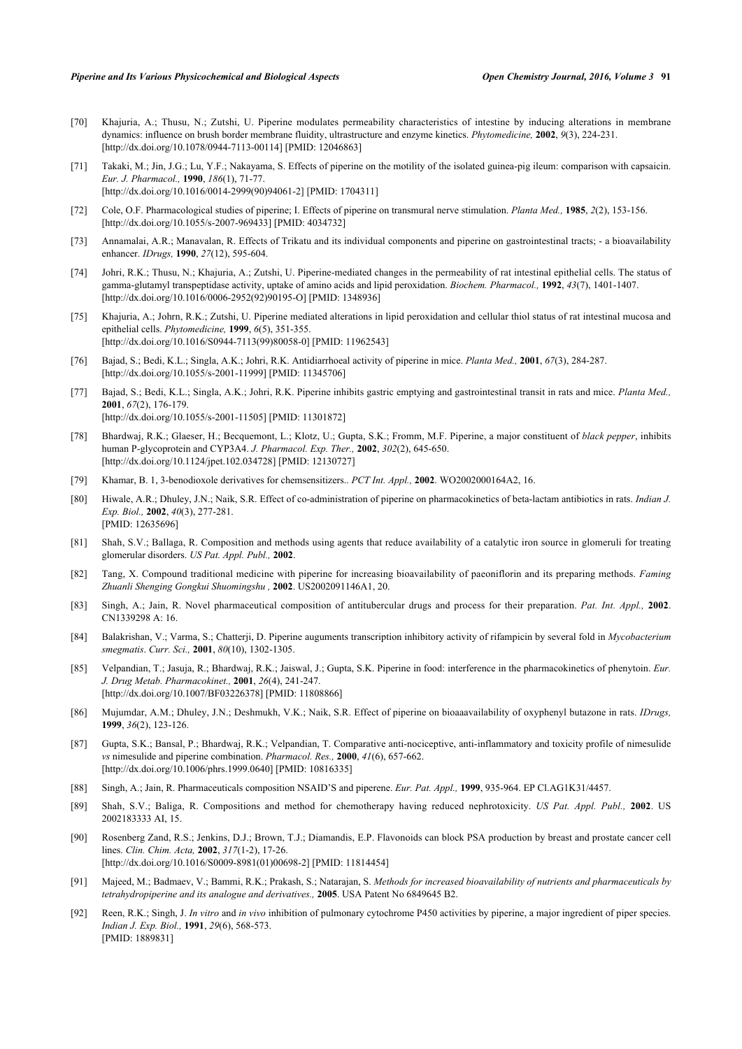[70] Khajuria, A.; Thusu, N.; Zutshi, U. Piperine modulates permeability characteristics of intestine by inducing alterations in membrane dynamics: influence on brush border membrane fluidity, ultrastructure and enzyme kinetics. *Phytomedicine,* **2002**, *9*(3), 224-231. [http://dx.doi.org/10.1078/0944-7113-00114] [PMID: 12046863]

[71] Takaki, M.; Jin, J.G.; Lu, Y.F.; Nakayama, S. Effects of piperine on the motility of the isolated guinea-pig ileum: comparison with capsaicin. *Eur. J. Pharmacol.,* **1990**, *186*(1), 71-77. [http://dx.doi.org/10.1016/0014-2999(90)94061-2] [PMID: 1704311]

[72] Cole, O.F. Pharmacological studies of piperine; I. Effects of piperine on transmural nerve stimulation. *Planta Med.,* **1985**, *2*(2), 153-156. [http://dx.doi.org/10.1055/s-2007-969433] [PMID: 4034732]

[73] Annamalai, A.R.; Manavalan, R. Effects of Trikatu and its individual components and piperine on gastrointestinal tracts; - a bioavailability enhancer. *IDrugs,* **1990**, *27*(12), 595-604.

[74] Johri, R.K.; Thusu, N.; Khajuria, A.; Zutshi, U. Piperine-mediated changes in the permeability of rat intestinal epithelial cells. The status of gamma-glutamyl transpeptidase activity, uptake of amino acids and lipid peroxidation. *Biochem. Pharmacol.,* **1992**, *43*(7), 1401-1407. [http://dx.doi.org/10.1016/0006-2952(92)90195-O] [PMID: 1348936]

[75] Khajuria, A.; Johrn, R.K.; Zutshi, U. Piperine mediated alterations in lipid peroxidation and cellular thiol status of rat intestinal mucosa and epithelial cells. *Phytomedicine,* **1999**, *6*(5), 351-355. [http://dx.doi.org/10.1016/S0944-7113(99)80058-0] [PMID: 11962543]

[76] Bajad, S.; Bedi, K.L.; Singla, A.K.; Johri, R.K. Antidiarrhoeal activity of piperine in mice. *Planta Med.,* **2001**, *67*(3), 284-287. [http://dx.doi.org/10.1055/s-2001-11999] [PMID: 11345706]

[77] Bajad, S.; Bedi, K.L.; Singla, A.K.; Johri, R.K. Piperine inhibits gastric emptying and gastrointestinal transit in rats and mice. *Planta Med.,* **2001**, *67*(2), 176-179. [http://dx.doi.org/10.1055/s-2001-11505] [PMID: 11301872]

[78] Bhardwaj, R.K.; Glaeser, H.; Becquemont, L.; Klotz, U.; Gupta, S.K.; Fromm, M.F. Piperine, a major constituent of *black pepper*, inhibits human P-glycoprotein and CYP3A4. *J. Pharmacol. Exp. Ther.,* **2002**, *302*(2), 645-650. [http://dx.doi.org/10.1124/jpet.102.034728] [PMID: 12130727]

[79] Khamar, B. 1, 3-benodioxole derivatives for chemsensitizers.. *PCT Int. Appl.,* **2002**. WO2002000164A2, 16.

[80] Hiwale, A.R.; Dhuley, J.N.; Naik, S.R. Effect of co-administration of piperine on pharmacokinetics of beta-lactam antibiotics in rats. *Indian J. Exp. Biol.,* **2002**, *40*(3), 277-281. [PMID: 12635696]

[81] Shah, S.V.; Ballaga, R. Composition and methods using agents that reduce availability of a catalytic iron source in glomeruli for treating glomerular disorders. *US Pat. Appl. Publ.,* **2002**.

[82] Tang, X. Compound traditional medicine with piperine for increasing bioavailability of paeoniflorin and its preparing methods. *Faming Zhuanli Shenging Gongkui Shuomingshu ,* **2002**. US2002091146A1, 20.

[83] Singh, A.; Jain, R. Novel pharmaceutical composition of antitubercular drugs and process for their preparation. *Pat. Int. Appl.,* **2002**. CN1339298 A: 16.

[84] Balakrishan, V.; Varma, S.; Chatterji, D. Piperine auguments transcription inhibitory activity of rifampicin by several fold in *Mycobacterium smegmatis*. *Curr. Sci.,* **2001**, *80*(10), 1302-1305.

[85] Velpandian, T.; Jasuja, R.; Bhardwaj, R.K.; Jaiswal, J.; Gupta, S.K. Piperine in food: interference in the pharmacokinetics of phenytoin. *Eur. J. Drug Metab. Pharmacokinet.,* **2001**, *26*(4), 241-247. [http://dx.doi.org/10.1007/BF03226378] [PMID: 11808866]

[86] Mujumdar, A.M.; Dhuley, J.N.; Deshmukh, V.K.; Naik, S.R. Effect of piperine on bioaaavailability of oxyphenyl butazone in rats. *IDrugs,* **1999**, *36*(2), 123-126.

[87] Gupta, S.K.; Bansal, P.; Bhardwaj, R.K.; Velpandian, T. Comparative anti-nociceptive, anti-inflammatory and toxicity profile of nimesulide *vs* nimesulide and piperine combination. *Pharmacol. Res.,* **2000**, *41*(6), 657-662. [http://dx.doi.org/10.1006/phrs.1999.0640] [PMID: 10816335]

[88] Singh, A.; Jain, R. Pharmaceuticals composition NSAID'S and piperene. *Eur. Pat. Appl.,* **1999**, 935-964. EP Cl.AG1K31/4457.

[89] Shah, S.V.; Baliga, R. Compositions and method for chemotherapy having reduced nephrotoxicity. *US Pat. Appl. Publ.,* **2002**. US 2002183333 AI, 15.

[90] Rosenberg Zand, R.S.; Jenkins, D.J.; Brown, T.J.; Diamandis, E.P. Flavonoids can block PSA production by breast and prostate cancer cell lines. *Clin. Chim. Acta,* **2002**, *317*(1-2), 17-26. [http://dx.doi.org/10.1016/S0009-8981(01)00698-2] [PMID: 11814454]

[91] Majeed, M.; Badmaev, V.; Bammi, R.K.; Prakash, S.; Natarajan, S. *Methods for increased bioavailability of nutrients and pharmaceuticals by tetrahydropiperine and its analogue and derivatives.,* **2005**. USA Patent No 6849645 B2.

[92] Reen, R.K.; Singh, J. *In vitro* and *in vivo* inhibition of pulmonary cytochrome P450 activities by piperine, a major ingredient of piper species. *Indian J. Exp. Biol.,* **1991**, *29*(6), 568-573. [PMID: 1889831]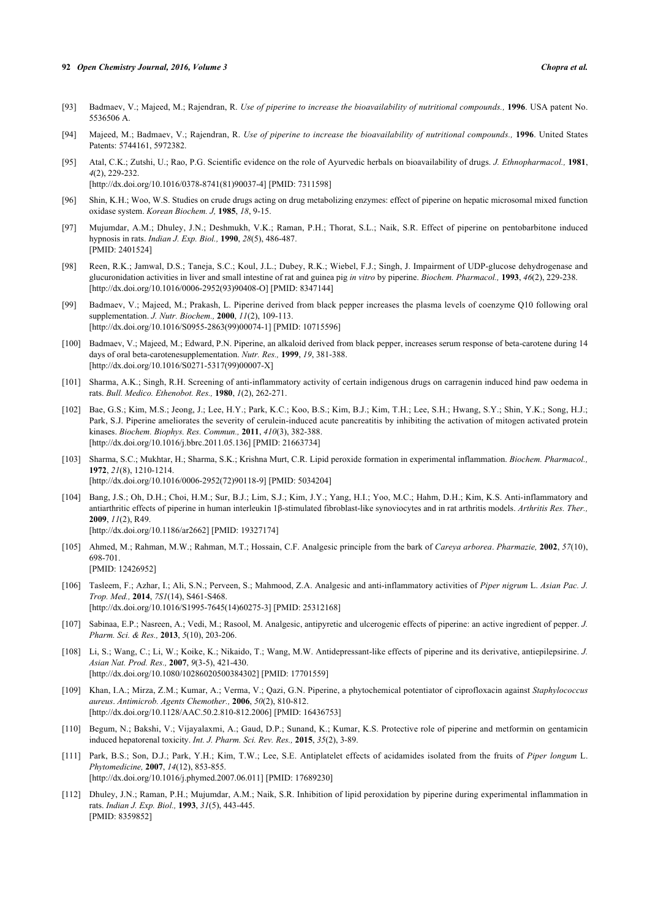[93] Badmaev, V.; Majeed, M.; Rajendran, R. *Use of piperine to increase the bioavailability of nutritional compounds.,* **1996**. USA patent No. 5536506 A.

[94] Majeed, M.; Badmaev, V.; Rajendran, R. *Use of piperine to increase the bioavailability of nutritional compounds.,* **1996**. United States Patents: 5744161, 5972382.

[95] Atal, C.K.; Zutshi, U.; Rao, P.G. Scientific evidence on the role of Ayurvedic herbals on bioavailability of drugs. *J. Ethnopharmacol.,* **1981**, *4*(2), 229-232.
[http://dx.doi.org/10.1016/0378-8741(81)90037-4] [PMID: 7311598]

[96] Shin, K.H.; Woo, W.S. Studies on crude drugs acting on drug metabolizing enzymes: effect of piperine on hepatic microsomal mixed function oxidase system. *Korean Biochem. J,* **1985**, *18*, 9-15.

[97] Mujumdar, A.M.; Dhuley, J.N.; Deshmukh, V.K.; Raman, P.H.; Thorat, S.L.; Naik, S.R. Effect of piperine on pentobarbitone induced hypnosis in rats. *Indian J. Exp. Biol.,* **1990**, *28*(5), 486-487.
[PMID: 2401524]

[98] Reen, R.K.; Jamwal, D.S.; Taneja, S.C.; Koul, J.L.; Dubey, R.K.; Wiebel, F.J.; Singh, J. Impairment of UDP-glucose dehydrogenase and glucuronidation activities in liver and small intestine of rat and guinea pig *in vitro* by piperine. *Biochem. Pharmacol.,* **1993**, *46*(2), 229-238.
[http://dx.doi.org/10.1016/0006-2952(93)90408-O] [PMID: 8347144]

[99] Badmaev, V.; Majeed, M.; Prakash, L. Piperine derived from black pepper increases the plasma levels of coenzyme Q10 following oral supplementation. *J. Nutr. Biochem.,* **2000**, *11*(2), 109-113.
[http://dx.doi.org/10.1016/S0955-2863(99)00074-1] [PMID: 10715596]

[100] Badmaev, V.; Majeed, M.; Edward, P.N. Piperine, an alkaloid derived from black pepper, increases serum response of beta-carotene during 14 days of oral beta-carotenesupplementation. *Nutr. Res.,* **1999**, *19*, 381-388.
[http://dx.doi.org/10.1016/S0271-5317(99)00007-X]

[101] Sharma, A.K.; Singh, R.H. Screening of anti-inflammatory activity of certain indigenous drugs on carragenin induced hind paw oedema in rats. *Bull. Medico. Ethenobot. Res.,* **1980**, *1*(2), 262-271.

[102] Bae, G.S.; Kim, M.S.; Jeong, J.; Lee, H.Y.; Park, K.C.; Koo, B.S.; Kim, B.J.; Kim, T.H.; Lee, S.H.; Hwang, S.Y.; Shin, Y.K.; Song, H.J.; Park, S.J. Piperine ameliorates the severity of cerulein-induced acute pancreatitis by inhibiting the activation of mitogen activated protein kinases. *Biochem. Biophys. Res. Commun.,* **2011**, *410*(3), 382-388.
[http://dx.doi.org/10.1016/j.bbrc.2011.05.136] [PMID: 21663734]

[103] Sharma, S.C.; Mukhtar, H.; Sharma, S.K.; Krishna Murt, C.R. Lipid peroxide formation in experimental inflammation. *Biochem. Pharmacol.,* **1972**, *21*(8), 1210-1214.
[http://dx.doi.org/10.1016/0006-2952(72)90118-9] [PMID: 5034204]

[104] Bang, J.S.; Oh, D.H.; Choi, H.M.; Sur, B.J.; Lim, S.J.; Kim, J.Y.; Yang, H.I.; Yoo, M.C.; Hahm, D.H.; Kim, K.S. Anti-inflammatory and antiarthritic effects of piperine in human interleukin 1β-stimulated fibroblast-like synoviocytes and in rat arthritis models. *Arthritis Res. Ther.,* **2009**, *11*(2), R49.
[http://dx.doi.org/10.1186/ar2662] [PMID: 19327174]

[105] Ahmed, M.; Rahman, M.W.; Rahman, M.T.; Hossain, C.F. Analgesic principle from the bark of *Careya arborea*. *Pharmazie,* **2002**, *57*(10), 698-701.
[PMID: 12426952]

[106] Tasleem, F.; Azhar, I.; Ali, S.N.; Perveen, S.; Mahmood, Z.A. Analgesic and anti-inflammatory activities of *Piper nigrum* L. *Asian Pac. J. Trop. Med.,* **2014**, *7S1*(14), S461-S468.
[http://dx.doi.org/10.1016/S1995-7645(14)60275-3] [PMID: 25312168]

[107] Sabinaa, E.P.; Nasreen, A.; Vedi, M.; Rasool, M. Analgesic, antipyretic and ulcerogenic effects of piperine: an active ingredient of pepper. *J. Pharm. Sci. & Res.,* **2013**, *5*(10), 203-206.

[108] Li, S.; Wang, C.; Li, W.; Koike, K.; Nikaido, T.; Wang, M.W. Antidepressant-like effects of piperine and its derivative, antiepilepsirine. *J. Asian Nat. Prod. Res.,* **2007**, *9*(3-5), 421-430.
[http://dx.doi.org/10.1080/10286020500384302] [PMID: 17701559]

[109] Khan, I.A.; Mirza, Z.M.; Kumar, A.; Verma, V.; Qazi, G.N. Piperine, a phytochemical potentiator of ciprofloxacin against *Staphylococcus aureus*. *Antimicrob. Agents Chemother.,* **2006**, *50*(2), 810-812.
[http://dx.doi.org/10.1128/AAC.50.2.810-812.2006] [PMID: 16436753]

[110] Begum, N.; Bakshi, V.; Vijayalaxmi, A.; Gaud, D.P.; Sunand, K.; Kumar, K.S. Protective role of piperine and metformin on gentamicin induced hepatorenal toxicity. *Int. J. Pharm. Sci. Rev. Res.,* **2015**, *35*(2), 3-89.

[111] Park, B.S.; Son, D.J.; Park, Y.H.; Kim, T.W.; Lee, S.E. Antiplatelet effects of acidamides isolated from the fruits of *Piper longum* L. *Phytomedicine,* **2007**, *14*(12), 853-855.
[http://dx.doi.org/10.1016/j.phymed.2007.06.011] [PMID: 17689230]

[112] Dhuley, J.N.; Raman, P.H.; Mujumdar, A.M.; Naik, S.R. Inhibition of lipid peroxidation by piperine during experimental inflammation in rats. *Indian J. Exp. Biol.,* **1993**, *31*(5), 443-445.
[PMID: 8359852]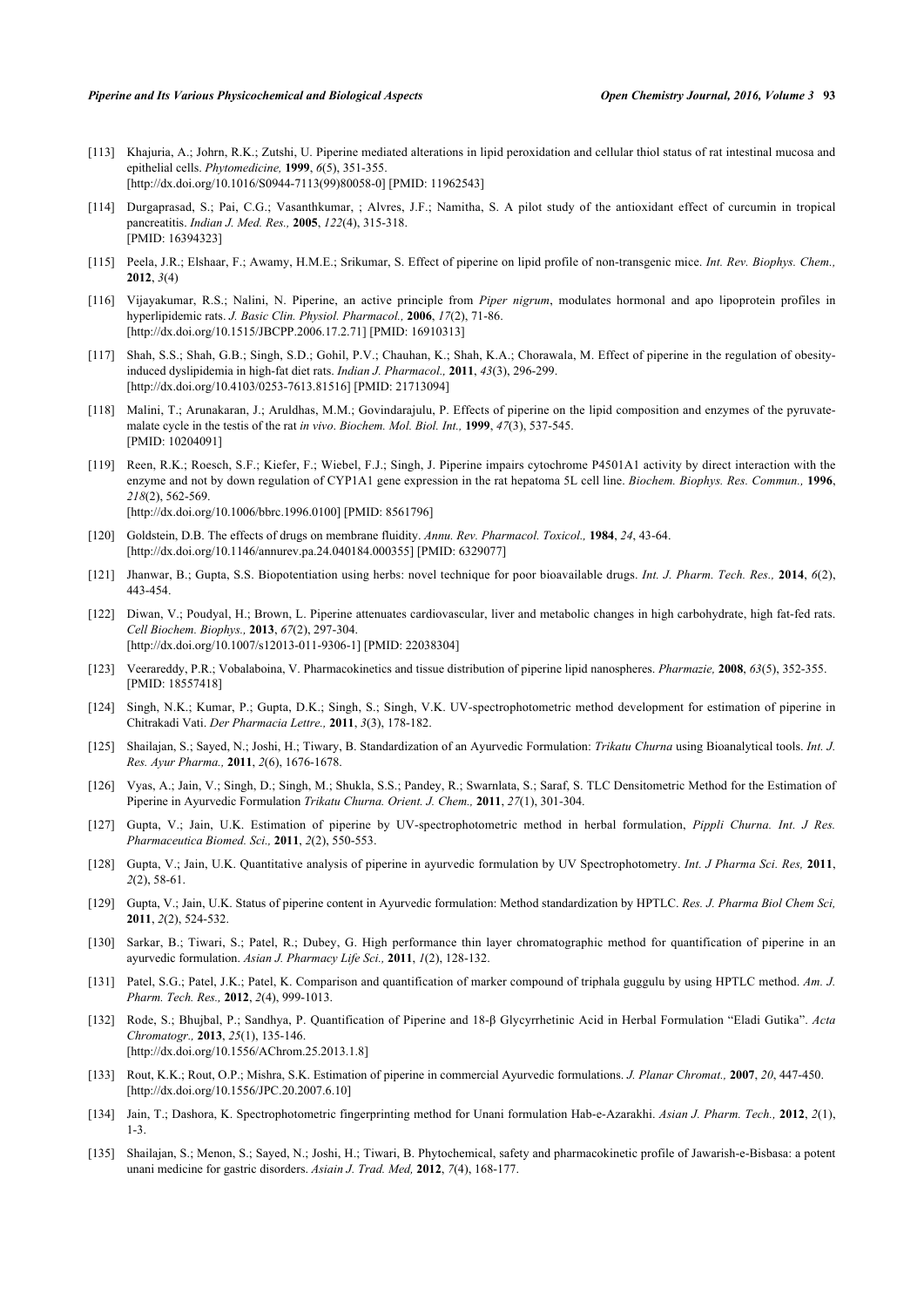[113] Khajuria, A.; Johrn, R.K.; Zutshi, U. Piperine mediated alterations in lipid peroxidation and cellular thiol status of rat intestinal mucosa and epithelial cells. *Phytomedicine,* **1999**, *6*(5), 351-355. [http://dx.doi.org/10.1016/S0944-7113(99)80058-0] [PMID: 11962543]

[114] Durgaprasad, S.; Pai, C.G.; Vasanthkumar, ; Alvres, J.F.; Namitha, S. A pilot study of the antioxidant effect of curcumin in tropical pancreatitis. *Indian J. Med. Res.,* **2005**, *122*(4), 315-318. [PMID: 16394323]

[115] Peela, J.R.; Elshaar, F.; Awamy, H.M.E.; Srikumar, S. Effect of piperine on lipid profile of non-transgenic mice. *Int. Rev. Biophys. Chem.,* **2012**, *3*(4)

[116] Vijayakumar, R.S.; Nalini, N. Piperine, an active principle from *Piper nigrum*, modulates hormonal and apo lipoprotein profiles in hyperlipidemic rats. *J. Basic Clin. Physiol. Pharmacol.,* **2006**, *17*(2), 71-86. [http://dx.doi.org/10.1515/JBCPP.2006.17.2.71] [PMID: 16910313]

[117] Shah, S.S.; Shah, G.B.; Singh, S.D.; Gohil, P.V.; Chauhan, K.; Shah, K.A.; Chorawala, M. Effect of piperine in the regulation of obesity-induced dyslipidemia in high-fat diet rats. *Indian J. Pharmacol.,* **2011**, *43*(3), 296-299. [http://dx.doi.org/10.4103/0253-7613.81516] [PMID: 21713094]

[118] Malini, T.; Arunakaran, J.; Aruldhas, M.M.; Govindarajulu, P. Effects of piperine on the lipid composition and enzymes of the pyruvate-malate cycle in the testis of the rat *in vivo*. *Biochem. Mol. Biol. Int.,* **1999**, *47*(3), 537-545. [PMID: 10204091]

[119] Reen, R.K.; Roesch, S.F.; Kiefer, F.; Wiebel, F.J.; Singh, J. Piperine impairs cytochrome P4501A1 activity by direct interaction with the enzyme and not by down regulation of CYP1A1 gene expression in the rat hepatoma 5L cell line. *Biochem. Biophys. Res. Commun.,* **1996**, *218*(2), 562-569. [http://dx.doi.org/10.1006/bbrc.1996.0100] [PMID: 8561796]

[120] Goldstein, D.B. The effects of drugs on membrane fluidity. *Annu. Rev. Pharmacol. Toxicol.,* **1984**, *24*, 43-64. [http://dx.doi.org/10.1146/annurev.pa.24.040184.000355] [PMID: 6329077]

[121] Jhanwar, B.; Gupta, S.S. Biopotentiation using herbs: novel technique for poor bioavailable drugs. *Int. J. Pharm. Tech. Res.,* **2014**, *6*(2), 443-454.

[122] Diwan, V.; Poudyal, H.; Brown, L. Piperine attenuates cardiovascular, liver and metabolic changes in high carbohydrate, high fat-fed rats. *Cell Biochem. Biophys.,* **2013**, *67*(2), 297-304. [http://dx.doi.org/10.1007/s12013-011-9306-1] [PMID: 22038304]

[123] Veerareddy, P.R.; Vobalaboina, V. Pharmacokinetics and tissue distribution of piperine lipid nanospheres. *Pharmazie,* **2008**, *63*(5), 352-355. [PMID: 18557418]

[124] Singh, N.K.; Kumar, P.; Gupta, D.K.; Singh, S.; Singh, V.K. UV-spectrophotometric method development for estimation of piperine in Chitrakadi Vati. *Der Pharmacia Lettre.,* **2011**, *3*(3), 178-182.

[125] Shailajan, S.; Sayed, N.; Joshi, H.; Tiwary, B. Standardization of an Ayurvedic Formulation: *Trikatu Churna* using Bioanalytical tools. *Int. J. Res. Ayur Pharma.,* **2011**, *2*(6), 1676-1678.

[126] Vyas, A.; Jain, V.; Singh, D.; Singh, M.; Shukla, S.S.; Pandey, R.; Swarnlata, S.; Saraf, S. TLC Densitometric Method for the Estimation of Piperine in Ayurvedic Formulation *Trikatu Churna. Orient. J. Chem.,* **2011**, *27*(1), 301-304.

[127] Gupta, V.; Jain, U.K. Estimation of piperine by UV-spectrophotometric method in herbal formulation, *Pippli Churna. Int. J Res. Pharmaceutica Biomed. Sci.,* **2011**, *2*(2), 550-553.

[128] Gupta, V.; Jain, U.K. Quantitative analysis of piperine in ayurvedic formulation by UV Spectrophotometry. *Int. J Pharma Sci. Res,* **2011**, *2*(2), 58-61.

[129] Gupta, V.; Jain, U.K. Status of piperine content in Ayurvedic formulation: Method standardization by HPTLC. *Res. J. Pharma Biol Chem Sci,* **2011**, *2*(2), 524-532.

[130] Sarkar, B.; Tiwari, S.; Patel, R.; Dubey, G. High performance thin layer chromatographic method for quantification of piperine in an ayurvedic formulation. *Asian J. Pharmacy Life Sci.,* **2011**, *1*(2), 128-132.

[131] Patel, S.G.; Patel, J.K.; Patel, K. Comparison and quantification of marker compound of triphala guggulu by using HPTLC method. *Am. J. Pharm. Tech. Res.,* **2012**, *2*(4), 999-1013.

[132] Rode, S.; Bhujbal, P.; Sandhya, P. Quantification of Piperine and 18-β Glycyrrhetinic Acid in Herbal Formulation "Eladi Gutika". *Acta Chromatogr.,* **2013**, *25*(1), 135-146. [http://dx.doi.org/10.1556/AChrom.25.2013.1.8]

[133] Rout, K.K.; Rout, O.P.; Mishra, S.K. Estimation of piperine in commercial Ayurvedic formulations. *J. Planar Chromat.,* **2007**, *20*, 447-450. [http://dx.doi.org/10.1556/JPC.20.2007.6.10]

[134] Jain, T.; Dashora, K. Spectrophotometric fingerprinting method for Unani formulation Hab-e-Azarakhi. *Asian J. Pharm. Tech.,* **2012**, *2*(1), 1-3.

[135] Shailajan, S.; Menon, S.; Sayed, N.; Joshi, H.; Tiwari, B. Phytochemical, safety and pharmacokinetic profile of Jawarish-e-Bisbasa: a potent unani medicine for gastric disorders. *Asiain J. Trad. Med,* **2012**, *7*(4), 168-177.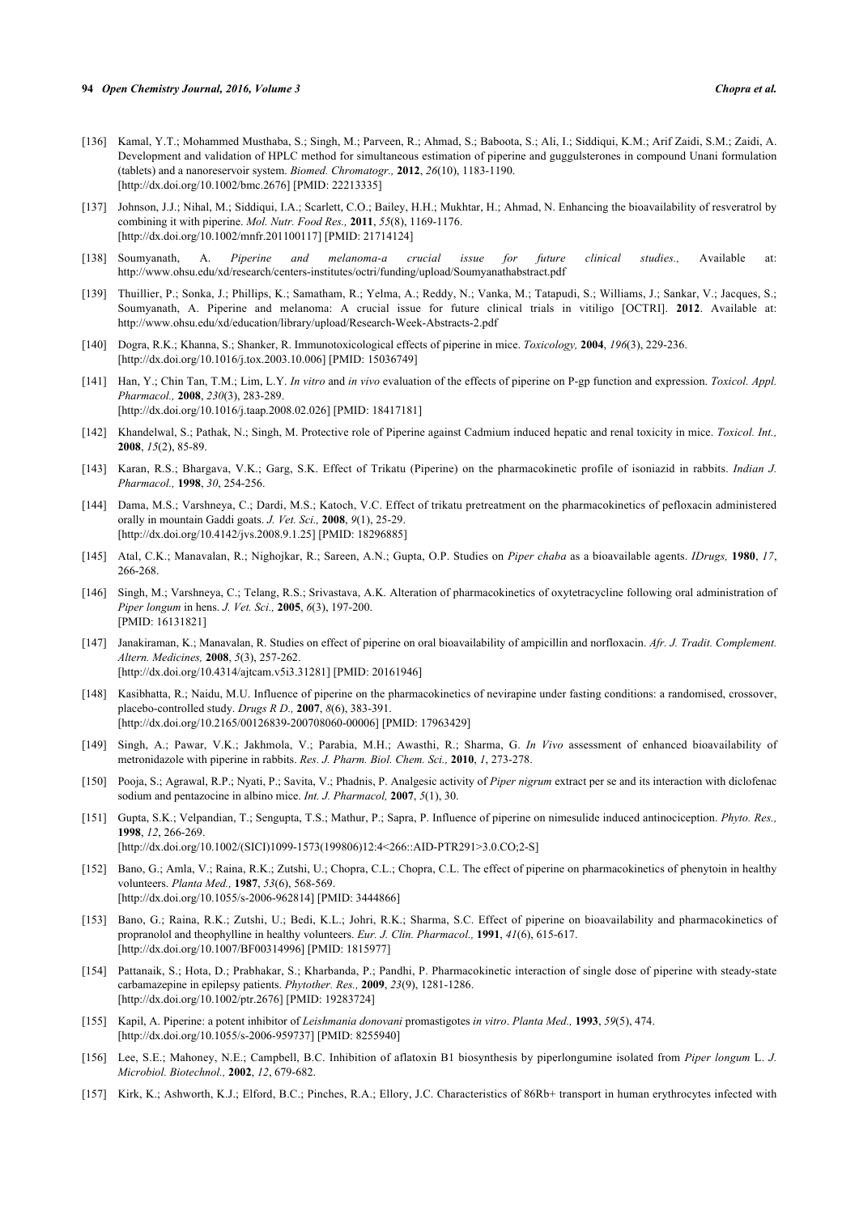[136] Kamal, Y.T.; Mohammed Musthaba, S.; Singh, M.; Parveen, R.; Ahmad, S.; Baboota, S.; Ali, I.; Siddiqui, K.M.; Arif Zaidi, S.M.; Zaidi, A. Development and validation of HPLC method for simultaneous estimation of piperine and guggulsterones in compound Unani formulation (tablets) and a nanoreservoir system. *Biomed. Chromatogr.,* **2012**, *26*(10), 1183-1190. [http://dx.doi.org/10.1002/bmc.2676] [PMID: 22213335]

[137] Johnson, J.J.; Nihal, M.; Siddiqui, I.A.; Scarlett, C.O.; Bailey, H.H.; Mukhtar, H.; Ahmad, N. Enhancing the bioavailability of resveratrol by combining it with piperine. *Mol. Nutr. Food Res.,* **2011**, *55*(8), 1169-1176. [http://dx.doi.org/10.1002/mnfr.201100117] [PMID: 21714124]

[138] Soumyanath, A. *Piperine and melanoma-a crucial issue for future clinical studies.,* Available at: http://www.ohsu.edu/xd/research/centers-institutes/octri/funding/upload/Soumyanathabstract.pdf

[139] Thuillier, P.; Sonka, J.; Phillips, K.; Samatham, R.; Yelma, A.; Reddy, N.; Vanka, M.; Tatapudi, S.; Williams, J.; Sankar, V.; Jacques, S.; Soumyanath, A. Piperine and melanoma: A crucial issue for future clinical trials in vitiligo [OCTRI]. **2012**. Available at: http://www.ohsu.edu/xd/education/library/upload/Research-Week-Abstracts-2.pdf

[140] Dogra, R.K.; Khanna, S.; Shanker, R. Immunotoxicological effects of piperine in mice. *Toxicology,* **2004**, *196*(3), 229-236. [http://dx.doi.org/10.1016/j.tox.2003.10.006] [PMID: 15036749]

[141] Han, Y.; Chin Tan, T.M.; Lim, L.Y. *In vitro* and *in vivo* evaluation of the effects of piperine on P-gp function and expression. *Toxicol. Appl. Pharmacol.,* **2008**, *230*(3), 283-289. [http://dx.doi.org/10.1016/j.taap.2008.02.026] [PMID: 18417181]

[142] Khandelwal, S.; Pathak, N.; Singh, M. Protective role of Piperine against Cadmium induced hepatic and renal toxicity in mice. *Toxicol. Int.,* **2008**, *15*(2), 85-89.

[143] Karan, R.S.; Bhargava, V.K.; Garg, S.K. Effect of Trikatu (Piperine) on the pharmacokinetic profile of isoniazid in rabbits. *Indian J. Pharmacol.,* **1998**, *30*, 254-256.

[144] Dama, M.S.; Varshneya, C.; Dardi, M.S.; Katoch, V.C. Effect of trikatu pretreatment on the pharmacokinetics of pefloxacin administered orally in mountain Gaddi goats. *J. Vet. Sci.,* **2008**, *9*(1), 25-29. [http://dx.doi.org/10.4142/jvs.2008.9.1.25] [PMID: 18296885]

[145] Atal, C.K.; Manavalan, R.; Nighojkar, R.; Sareen, A.N.; Gupta, O.P. Studies on *Piper chaba* as a bioavailable agents. *IDrugs,* **1980**, *17*, 266-268.

[146] Singh, M.; Varshneya, C.; Telang, R.S.; Srivastava, A.K. Alteration of pharmacokinetics of oxytetracycline following oral administration of *Piper longum* in hens. *J. Vet. Sci.,* **2005**, *6*(3), 197-200. [PMID: 16131821]

[147] Janakiraman, K.; Manavalan, R. Studies on effect of piperine on oral bioavailability of ampicillin and norfloxacin. *Afr. J. Tradit. Complement. Altern. Medicines,* **2008**, *5*(3), 257-262. [http://dx.doi.org/10.4314/ajtcam.v5i3.31281] [PMID: 20161946]

[148] Kasibhatta, R.; Naidu, M.U. Influence of piperine on the pharmacokinetics of nevirapine under fasting conditions: a randomised, crossover, placebo-controlled study. *Drugs R D.,* **2007**, *8*(6), 383-391. [http://dx.doi.org/10.2165/00126839-200708060-00006] [PMID: 17963429]

[149] Singh, A.; Pawar, V.K.; Jakhmola, V.; Parabia, M.H.; Awasthi, R.; Sharma, G. *In Vivo* assessment of enhanced bioavailability of metronidazole with piperine in rabbits. *Res. J. Pharm. Biol. Chem. Sci.,* **2010**, *1*, 273-278.

[150] Pooja, S.; Agrawal, R.P.; Nyati, P.; Savita, V.; Phadnis, P. Analgesic activity of *Piper nigrum* extract per se and its interaction with diclofenac sodium and pentazocine in albino mice. *Int. J. Pharmacol,* **2007**, *5*(1), 30.

[151] Gupta, S.K.; Velpandian, T.; Sengupta, T.S.; Mathur, P.; Sapra, P. Influence of piperine on nimesulide induced antinociception. *Phyto. Res.,* **1998**, *12*, 266-269. [http://dx.doi.org/10.1002/(SICI)1099-1573(199806)12:4<266::AID-PTR291>3.0.CO;2-S]

[152] Bano, G.; Amla, V.; Raina, R.K.; Zutshi, U.; Chopra, C.L.; Chopra, C.L. The effect of piperine on pharmacokinetics of phenytoin in healthy volunteers. *Planta Med.,* **1987**, *53*(6), 568-569. [http://dx.doi.org/10.1055/s-2006-962814] [PMID: 3444866]

[153] Bano, G.; Raina, R.K.; Zutshi, U.; Bedi, K.L.; Johri, R.K.; Sharma, S.C. Effect of piperine on bioavailability and pharmacokinetics of propranolol and theophylline in healthy volunteers. *Eur. J. Clin. Pharmacol.,* **1991**, *41*(6), 615-617. [http://dx.doi.org/10.1007/BF00314996] [PMID: 1815977]

[154] Pattanaik, S.; Hota, D.; Prabhakar, S.; Kharbanda, P.; Pandhi, P. Pharmacokinetic interaction of single dose of piperine with steady-state carbamazepine in epilepsy patients. *Phytother. Res.,* **2009**, *23*(9), 1281-1286. [http://dx.doi.org/10.1002/ptr.2676] [PMID: 19283724]

[155] Kapil, A. Piperine: a potent inhibitor of *Leishmania donovani* promastigotes *in vitro*. *Planta Med.,* **1993**, *59*(5), 474. [http://dx.doi.org/10.1055/s-2006-959737] [PMID: 8255940]

[156] Lee, S.E.; Mahoney, N.E.; Campbell, B.C. Inhibition of aflatoxin B1 biosynthesis by piperlongumine isolated from *Piper longum* L. *J. Microbiol. Biotechnol.,* **2002**, *12*, 679-682.

[157] Kirk, K.; Ashworth, K.J.; Elford, B.C.; Pinches, R.A.; Ellory, J.C. Characteristics of 86Rb+ transport in human erythrocytes infected with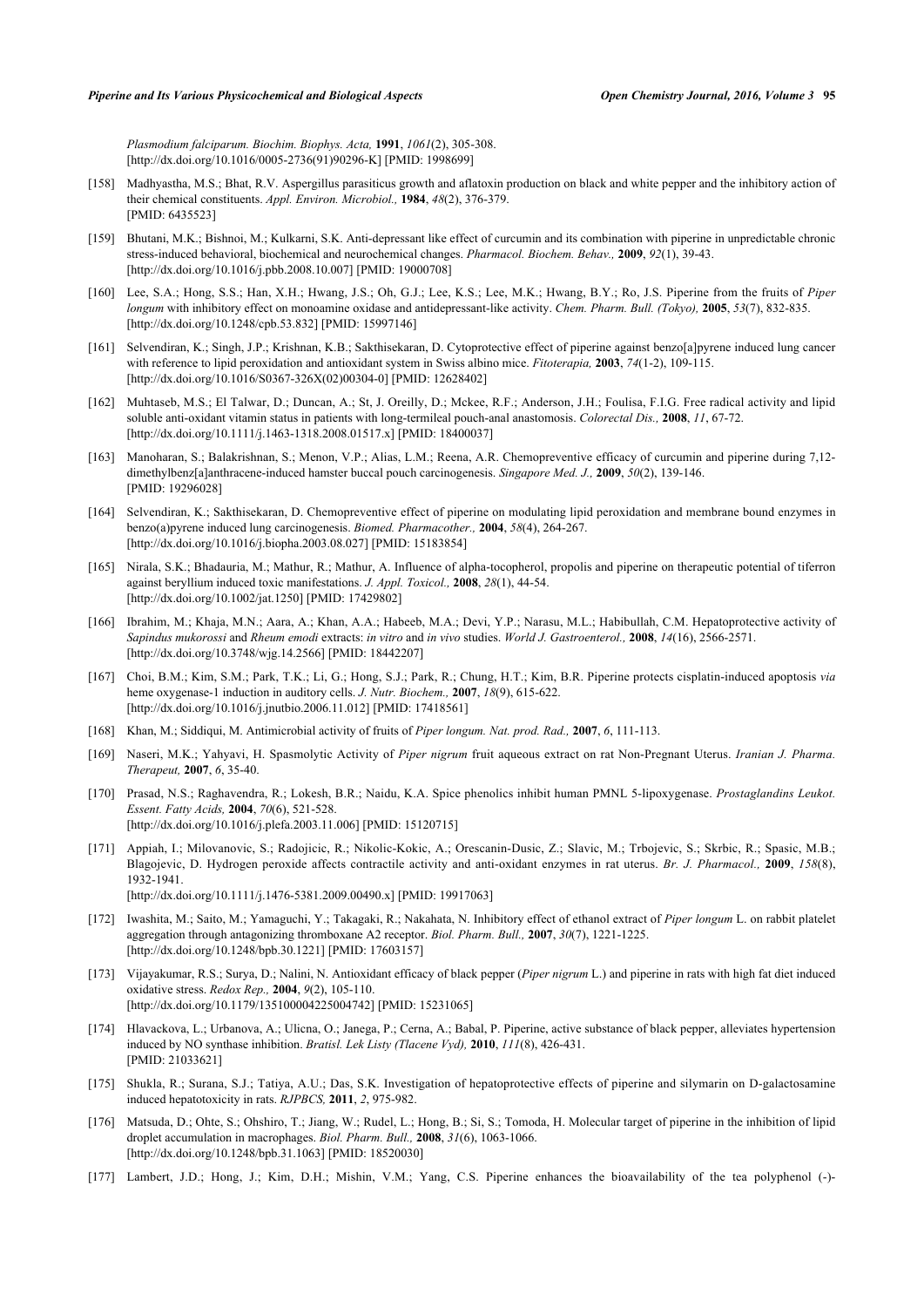*Plasmodium falciparum. Biochim. Biophys. Acta,* **1991**, *1061*(2), 305-308. [http://dx.doi.org/10.1016/0005-2736(91)90296-K] [PMID: 1998699]

[158] Madhyastha, M.S.; Bhat, R.V. Aspergillus parasiticus growth and aflatoxin production on black and white pepper and the inhibitory action of their chemical constituents. *Appl. Environ. Microbiol.,* **1984**, *48*(2), 376-379. [PMID: 6435523]

[159] Bhutani, M.K.; Bishnoi, M.; Kulkarni, S.K. Anti-depressant like effect of curcumin and its combination with piperine in unpredictable chronic stress-induced behavioral, biochemical and neurochemical changes. *Pharmacol. Biochem. Behav.,* **2009**, *92*(1), 39-43. [http://dx.doi.org/10.1016/j.pbb.2008.10.007] [PMID: 19000708]

[160] Lee, S.A.; Hong, S.S.; Han, X.H.; Hwang, J.S.; Oh, G.J.; Lee, K.S.; Lee, M.K.; Hwang, B.Y.; Ro, J.S. Piperine from the fruits of *Piper longum* with inhibitory effect on monoamine oxidase and antidepressant-like activity. *Chem. Pharm. Bull. (Tokyo),* **2005**, *53*(7), 832-835. [http://dx.doi.org/10.1248/cpb.53.832] [PMID: 15997146]

[161] Selvendiran, K.; Singh, J.P.; Krishnan, K.B.; Sakthisekaran, D. Cytoprotective effect of piperine against benzo[a]pyrene induced lung cancer with reference to lipid peroxidation and antioxidant system in Swiss albino mice. *Fitoterapia,* **2003**, *74*(1-2), 109-115. [http://dx.doi.org/10.1016/S0367-326X(02)00304-0] [PMID: 12628402]

[162] Muhtaseb, M.S.; El Talwar, D.; Duncan, A.; St, J. Oreilly, D.; Mckee, R.F.; Anderson, J.H.; Foulisa, F.I.G. Free radical activity and lipid soluble anti-oxidant vitamin status in patients with long-termileal pouch-anal anastomosis. *Colorectal Dis.,* **2008**, *11*, 67-72. [http://dx.doi.org/10.1111/j.1463-1318.2008.01517.x] [PMID: 18400037]

[163] Manoharan, S.; Balakrishnan, S.; Menon, V.P.; Alias, L.M.; Reena, A.R. Chemopreventive efficacy of curcumin and piperine during 7,12-dimethylbenz[a]anthracene-induced hamster buccal pouch carcinogenesis. *Singapore Med. J.,* **2009**, *50*(2), 139-146. [PMID: 19296028]

[164] Selvendiran, K.; Sakthisekaran, D. Chemopreventive effect of piperine on modulating lipid peroxidation and membrane bound enzymes in benzo(a)pyrene induced lung carcinogenesis. *Biomed. Pharmacother.,* **2004**, *58*(4), 264-267. [http://dx.doi.org/10.1016/j.biopha.2003.08.027] [PMID: 15183854]

[165] Nirala, S.K.; Bhadauria, M.; Mathur, R.; Mathur, A. Influence of alpha-tocopherol, propolis and piperine on therapeutic potential of tiferron against beryllium induced toxic manifestations. *J. Appl. Toxicol.,* **2008**, *28*(1), 44-54. [http://dx.doi.org/10.1002/jat.1250] [PMID: 17429802]

[166] Ibrahim, M.; Khaja, M.N.; Aara, A.; Khan, A.A.; Habeeb, M.A.; Devi, Y.P.; Narasu, M.L.; Habibullah, C.M. Hepatoprotective activity of *Sapindus mukorossi* and *Rheum emodi* extracts: *in vitro* and *in vivo* studies. *World J. Gastroenterol.,* **2008**, *14*(16), 2566-2571. [http://dx.doi.org/10.3748/wjg.14.2566] [PMID: 18442207]

[167] Choi, B.M.; Kim, S.M.; Park, T.K.; Li, G.; Hong, S.J.; Park, R.; Chung, H.T.; Kim, B.R. Piperine protects cisplatin-induced apoptosis *via* heme oxygenase-1 induction in auditory cells. *J. Nutr. Biochem.,* **2007**, *18*(9), 615-622. [http://dx.doi.org/10.1016/j.jnutbio.2006.11.012] [PMID: 17418561]

[168] Khan, M.; Siddiqui, M. Antimicrobial activity of fruits of *Piper longum. Nat. prod. Rad.,* **2007**, *6*, 111-113.

[169] Naseri, M.K.; Yahyavi, H. Spasmolytic Activity of *Piper nigrum* fruit aqueous extract on rat Non-Pregnant Uterus. *Iranian J. Pharma. Therapeut,* **2007**, *6*, 35-40.

[170] Prasad, N.S.; Raghavendra, R.; Lokesh, B.R.; Naidu, K.A. Spice phenolics inhibit human PMNL 5-lipoxygenase. *Prostaglandins Leukot. Essent. Fatty Acids,* **2004**, *70*(6), 521-528. [http://dx.doi.org/10.1016/j.plefa.2003.11.006] [PMID: 15120715]

[171] Appiah, I.; Milovanovic, S.; Radojicic, R.; Nikolic-Kokic, A.; Orescanin-Dusic, Z.; Slavic, M.; Trbojevic, S.; Skrbic, R.; Spasic, M.B.; Blagojevic, D. Hydrogen peroxide affects contractile activity and anti-oxidant enzymes in rat uterus. *Br. J. Pharmacol.,* **2009**, *158*(8), 1932-1941. [http://dx.doi.org/10.1111/j.1476-5381.2009.00490.x] [PMID: 19917063]

[172] Iwashita, M.; Saito, M.; Yamaguchi, Y.; Takagaki, R.; Nakahata, N. Inhibitory effect of ethanol extract of *Piper longum* L. on rabbit platelet aggregation through antagonizing thromboxane A2 receptor. *Biol. Pharm. Bull.,* **2007**, *30*(7), 1221-1225. [http://dx.doi.org/10.1248/bpb.30.1221] [PMID: 17603157]

[173] Vijayakumar, R.S.; Surya, D.; Nalini, N. Antioxidant efficacy of black pepper (*Piper nigrum* L.) and piperine in rats with high fat diet induced oxidative stress. *Redox Rep.,* **2004**, *9*(2), 105-110. [http://dx.doi.org/10.1179/135100004225004742] [PMID: 15231065]

[174] Hlavackova, L.; Urbanova, A.; Ulicna, O.; Janega, P.; Cerna, A.; Babal, P. Piperine, active substance of black pepper, alleviates hypertension induced by NO synthase inhibition. *Bratisl. Lek Listy (Tlacene Vyd),* **2010**, *111*(8), 426-431. [PMID: 21033621]

[175] Shukla, R.; Surana, S.J.; Tatiya, A.U.; Das, S.K. Investigation of hepatoprotective effects of piperine and silymarin on D-galactosamine induced hepatotoxicity in rats. *RJPBCS,* **2011**, *2*, 975-982.

[176] Matsuda, D.; Ohte, S.; Ohshiro, T.; Jiang, W.; Rudel, L.; Hong, B.; Si, S.; Tomoda, H. Molecular target of piperine in the inhibition of lipid droplet accumulation in macrophages. *Biol. Pharm. Bull.,* **2008**, *31*(6), 1063-1066. [http://dx.doi.org/10.1248/bpb.31.1063] [PMID: 18520030]

[177] Lambert, J.D.; Hong, J.; Kim, D.H.; Mishin, V.M.; Yang, C.S. Piperine enhances the bioavailability of the tea polyphenol (-)-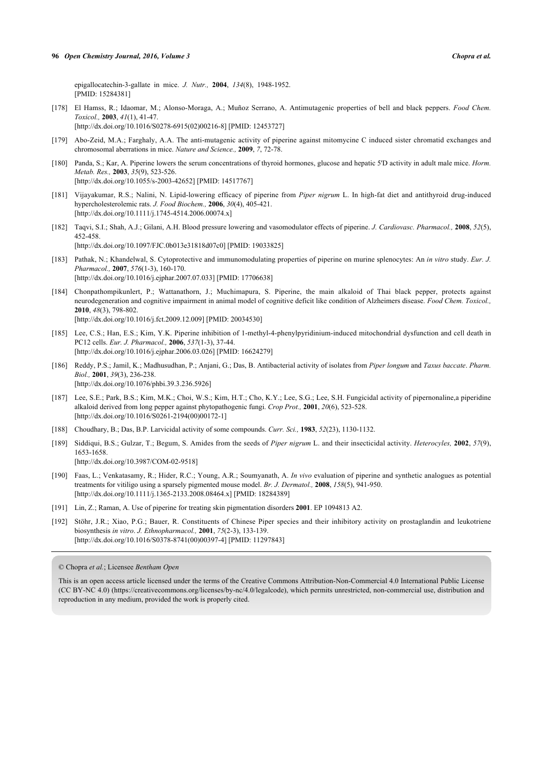epigallocatechin-3-gallate in mice. *J. Nutr.,* **2004**, *134*(8), 1948-1952. [PMID: 15284381]

[178] El Hamss, R.; Idaomar, M.; Alonso-Moraga, A.; Muñoz Serrano, A. Antimutagenic properties of bell and black peppers. *Food Chem. Toxicol.,* **2003**, *41*(1), 41-47. [http://dx.doi.org/10.1016/S0278-6915(02)00216-8] [PMID: 12453727]

[179] Abo-Zeid, M.A.; Farghaly, A.A. The anti-mutagenic activity of piperine against mitomycine C induced sister chromatid exchanges and chromosomal aberrations in mice. *Nature and Science.,* **2009**, *7*, 72-78.

[180] Panda, S.; Kar, A. Piperine lowers the serum concentrations of thyroid hormones, glucose and hepatic 5'D activity in adult male mice. *Horm. Metab. Res.,* **2003**, *35*(9), 523-526. [http://dx.doi.org/10.1055/s-2003-42652] [PMID: 14517767]

[181] Vijayakumar, R.S.; Nalini, N. Lipid-lowering efficacy of piperine from *Piper nigrum* L. In high-fat diet and antithyroid drug-induced hypercholesterolemic rats. *J. Food Biochem.,* **2006**, *30*(4), 405-421. [http://dx.doi.org/10.1111/j.1745-4514.2006.00074.x]

[182] Taqvi, S.I.; Shah, A.J.; Gilani, A.H. Blood pressure lowering and vasomodulator effects of piperine. *J. Cardiovasc. Pharmacol.,* **2008**, *52*(5), 452-458. [http://dx.doi.org/10.1097/FJC.0b013e31818d07c0] [PMID: 19033825]

[183] Pathak, N.; Khandelwal, S. Cytoprotective and immunomodulating properties of piperine on murine splenocytes: An *in vitro* study. *Eur. J. Pharmacol.,* **2007**, *576*(1-3), 160-170. [http://dx.doi.org/10.1016/j.ejphar.2007.07.033] [PMID: 17706638]

[184] Chonpathompikunlert, P.; Wattanathorn, J.; Muchimapura, S. Piperine, the main alkaloid of Thai black pepper, protects against neurodegeneration and cognitive impairment in animal model of cognitive deficit like condition of Alzheimers disease. *Food Chem. Toxicol.,* **2010**, *48*(3), 798-802. [http://dx.doi.org/10.1016/j.fct.2009.12.009] [PMID: 20034530]

[185] Lee, C.S.; Han, E.S.; Kim, Y.K. Piperine inhibition of 1-methyl-4-phenylpyridinium-induced mitochondrial dysfunction and cell death in PC12 cells. *Eur. J. Pharmacol.,* **2006**, *537*(1-3), 37-44. [http://dx.doi.org/10.1016/j.ejphar.2006.03.026] [PMID: 16624279]

[186] Reddy, P.S.; Jamil, K.; Madhusudhan, P.; Anjani, G.; Das, B. Antibacterial activity of isolates from *Piper longum* and *Taxus baccate*. *Pharm. Biol.,* **2001**, *39*(3), 236-238. [http://dx.doi.org/10.1076/phbi.39.3.236.5926]

[187] Lee, S.E.; Park, B.S.; Kim, M.K.; Choi, W.S.; Kim, H.T.; Cho, K.Y.; Lee, S.G.; Lee, S.H. Fungicidal activity of pipernonaline,a piperidine alkaloid derived from long pepper against phytopathogenic fungi. *Crop Prot.,* **2001**, *20*(6), 523-528. [http://dx.doi.org/10.1016/S0261-2194(00)00172-1]

[188] Choudhary, B.; Das, B.P. Larvicidal activity of some compounds. *Curr. Sci.,* **1983**, *52*(23), 1130-1132.

[189] Siddiqui, B.S.; Gulzar, T.; Begum, S. Amides from the seeds of *Piper nigrum* L. and their insecticidal activity. *Heterocyles,* **2002**, *57*(9), 1653-1658. [http://dx.doi.org/10.3987/COM-02-9518]

[190] Faas, L.; Venkatasamy, R.; Hider, R.C.; Young, A.R.; Soumyanath, A. *In vivo* evaluation of piperine and synthetic analogues as potential treatments for vitiligo using a sparsely pigmented mouse model. *Br. J. Dermatol.,* **2008**, *158*(5), 941-950. [http://dx.doi.org/10.1111/j.1365-2133.2008.08464.x] [PMID: 18284389]

[191] Lin, Z.; Raman, A. Use of piperine for treating skin pigmentation disorders **2001**. EP 1094813 A2.

[192] Stöhr, J.R.; Xiao, P.G.; Bauer, R. Constituents of Chinese Piper species and their inhibitory activity on prostaglandin and leukotriene biosynthesis *in vitro*. *J. Ethnopharmacol.,* **2001**, *75*(2-3), 133-139. [http://dx.doi.org/10.1016/S0378-8741(00)00397-4] [PMID: 11297843]

---

© Chopra *et al.*; Licensee *Bentham Open*

This is an open access article licensed under the terms of the Creative Commons Attribution-Non-Commercial 4.0 International Public License (CC BY-NC 4.0) (https://creativecommons.org/licenses/by-nc/4.0/legalcode), which permits unrestricted, non-commercial use, distribution and reproduction in any medium, provided the work is properly cited.